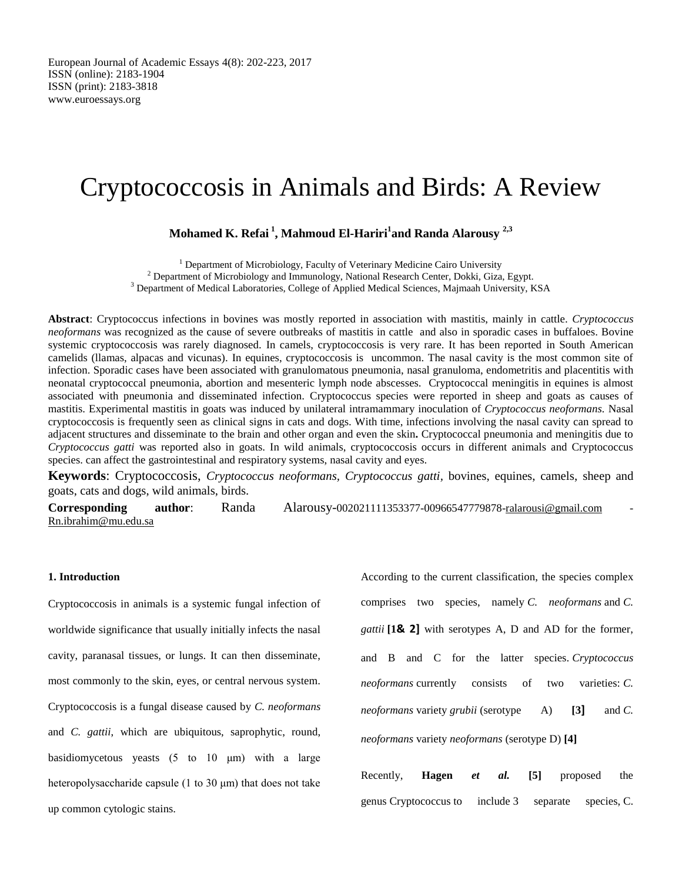European Journal of Academic Essays 4(8): 202-223, 2017
ISSN (online): 2183-1904
ISSN (print): 2183-3818
www.euroessays.org

# Cryptococcosis in Animals and Birds: A Review

**Mohamed K. Refai [1], Mahmoud El-Hariri[1] and Randa Alarousy [2,3]**

[1] Department of Microbiology, Faculty of Veterinary Medicine Cairo University
[2] Department of Microbiology and Immunology, National Research Center, Dokki, Giza, Egypt.
[3] Department of Medical Laboratories, College of Applied Medical Sciences, Majmaah University, KSA

**Abstract**: Cryptococcus infections in bovines was mostly reported in association with mastitis, mainly in cattle. *Cryptococcus neoformans* was recognized as the cause of severe outbreaks of mastitis in cattle and also in sporadic cases in buffaloes. Bovine systemic cryptococcosis was rarely diagnosed. In camels, cryptococcosis is very rare. It has been reported in South American camelids (llamas, alpacas and vicunas). In equines, cryptococcosis is uncommon. The nasal cavity is the most common site of infection. Sporadic cases have been associated with granulomatous pneumonia, nasal granuloma, endometritis and placentitis with neonatal cryptococcal pneumonia, abortion and mesenteric lymph node abscesses. Cryptococcal meningitis in equines is almost associated with pneumonia and disseminated infection. Cryptococcus species were reported in sheep and goats as causes of mastitis. Experimental mastitis in goats was induced by unilateral intramammary inoculation of *Cryptococcus neoformans*. Nasal cryptococcosis is frequently seen as clinical signs in cats and dogs. With time, infections involving the nasal cavity can spread to adjacent structures and disseminate to the brain and other organ and even the skin**.** Cryptococcal pneumonia and meningitis due to *Cryptococcus gatti* was reported also in goats. In wild animals, cryptococcosis occurs in different animals and Cryptococcus species. can affect the gastrointestinal and respiratory systems, nasal cavity and eyes.

**Keywords**: Cryptococcosis, *Cryptococcus neoformans*, *Cryptococcus gatti*, bovines, equines, camels, sheep and goats, cats and dogs, wild animals, birds.

**Corresponding author**: Randa Alarousy-002021111353377-00966547779878-ralarousi@gmail.com - Rn.ibrahim@mu.edu.sa

### 1. Introduction

Cryptococcosis in animals is a systemic fungal infection of worldwide significance that usually initially infects the nasal cavity, paranasal tissues, or lungs. It can then disseminate, most commonly to the skin, eyes, or central nervous system. Cryptococcosis is a fungal disease caused by *C. neoformans* and *C. gattii*, which are ubiquitous, saprophytic, round, basidiomycetous yeasts (5 to 10 μm) with a large heteropolysaccharide capsule (1 to 30 μm) that does not take up common cytologic stains.

According to the current classification, the species complex comprises two species, namely *C. neoformans* and *C. gattii* **[1& 2]** with serotypes A, D and AD for the former, and B and C for the latter species. *Cryptococcus neoformans* currently consists of two varieties: *C. neoformans* variety *grubii* (serotype A) **[3]** and *C. neoformans* variety *neoformans* (serotype D) **[4]**

Recently, **Hagen *et al.* [5]** proposed the genus Cryptococcus to include 3 separate species, C.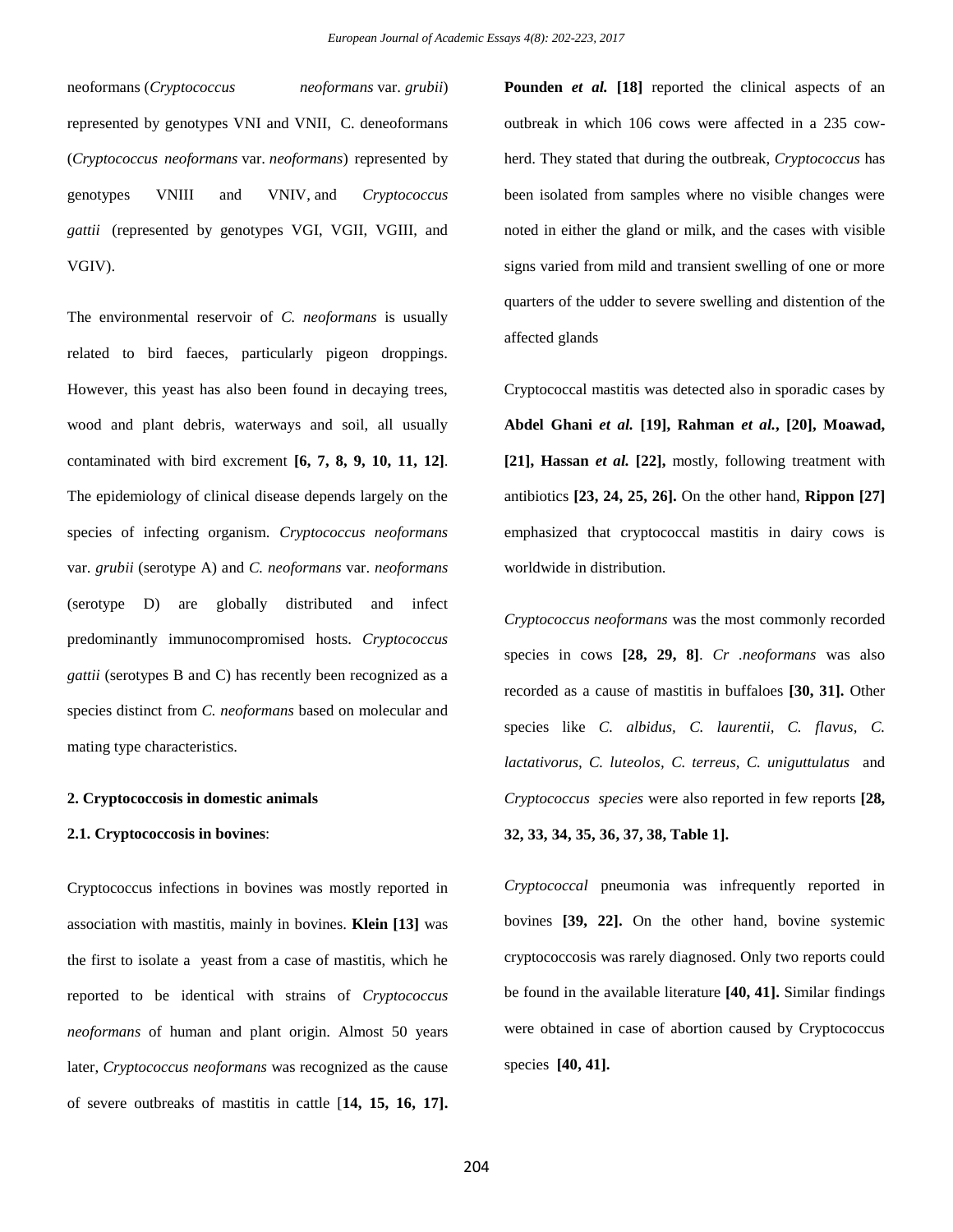neoformans (*Cryptococcus neoformans* var. *grubii*) represented by genotypes VNI and VNII, C. deneoformans (*Cryptococcus neoformans* var. *neoformans*) represented by genotypes VNIII and VNIV, and *Cryptococcus gattii* (represented by genotypes VGI, VGII, VGIII, and VGIV).

The environmental reservoir of *C. neoformans* is usually related to bird faeces, particularly pigeon droppings. However, this yeast has also been found in decaying trees, wood and plant debris, waterways and soil, all usually contaminated with bird excrement **[6, 7, 8, 9, 10, 11, 12]**. The epidemiology of clinical disease depends largely on the species of infecting organism. *Cryptococcus neoformans* var. *grubii* (serotype A) and *C. neoformans* var. *neoformans* (serotype D) are globally distributed and infect predominantly immunocompromised hosts. *Cryptococcus gattii* (serotypes B and C) has recently been recognized as a species distinct from *C. neoformans* based on molecular and mating type characteristics.

### 2. Cryptococcosis in domestic animals

#### 2.1. Cryptococcosis in bovines:

Cryptococcus infections in bovines was mostly reported in association with mastitis, mainly in bovines. **Klein [13]** was the first to isolate a yeast from a case of mastitis, which he reported to be identical with strains of *Cryptococcus neoformans* of human and plant origin. Almost 50 years later, *Cryptococcus neoformans* was recognized as the cause of severe outbreaks of mastitis in cattle [**14, 15, 16, 17]. Pounden *et al.* [18]** reported the clinical aspects of an outbreak in which 106 cows were affected in a 235 cow-herd. They stated that during the outbreak, *Cryptococcus* has been isolated from samples where no visible changes were noted in either the gland or milk, and the cases with visible signs varied from mild and transient swelling of one or more quarters of the udder to severe swelling and distention of the affected glands

Cryptococcal mastitis was detected also in sporadic cases by **Abdel Ghani *et al.* [19], Rahman *et al.*, [20], Moawad, [21], Hassan *et al.* [22],** mostly, following treatment with antibiotics **[23, 24, 25, 26].** On the other hand, **Rippon [27]** emphasized that cryptococcal mastitis in dairy cows is worldwide in distribution.

*Cryptococcus neoformans* was the most commonly recorded species in cows **[28, 29, 8]**. *Cr .neoformans* was also recorded as a cause of mastitis in buffaloes **[30, 31].** Other species like *C. albidus, C. laurentii, C. flavus, C. lactativorus, C. luteolos, C. terreus, C. uniguttulatus* and *Cryptococcus species* were also reported in few reports **[28, 32, 33, 34, 35, 36, 37, 38, Table 1].**

*Cryptococcal* pneumonia was infrequently reported in bovines **[39, 22].** On the other hand, bovine systemic cryptococcosis was rarely diagnosed. Only two reports could be found in the available literature **[40, 41].** Similar findings were obtained in case of abortion caused by Cryptococcus species **[40, 41].**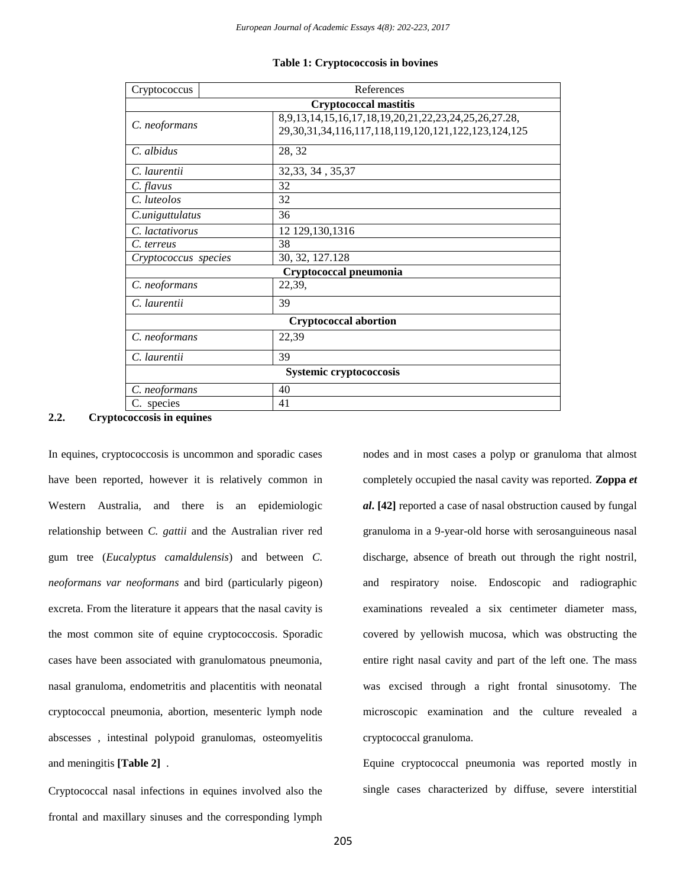**Table 1: Cryptococcosis in bovines**

| Cryptococcus | References |
|---|---|
| **Cryptococcal mastitis** | |
| *C. neoformans* | 8,9,13,14,15,16,17,18,19,20,21,22,23,24,25,26,27.28, 29,30,31,34,116,117,118,119,120,121,122,123,124,125 |
| *C. albidus* | 28, 32 |
| *C. laurentii* | 32,33, 34 , 35,37 |
| *C. flavus* | 32 |
| *C. luteolos* | 32 |
| *C.uniguttulatus* | 36 |
| *C. lactativorus* | 12 129,130,1316 |
| *C. terreus* | 38 |
| *Cryptococcus species* | 30, 32, 127.128 |
| **Cryptococcal pneumonia** | |
| *C. neoformans* | 22,39, |
| *C. laurentii* | 39 |
| **Cryptococcal abortion** | |
| *C. neoformans* | 22,39 |
| *C. laurentii* | 39 |
| **Systemic cryptococcosis** | |
| *C. neoformans* | 40 |
| C. species | 41 |

### 2.2. Cryptococcosis in equines

In equines, cryptococcosis is uncommon and sporadic cases have been reported, however it is relatively common in Western Australia, and there is an epidemiologic relationship between *C. gattii* and the Australian river red gum tree (*Eucalyptus camaldulensis*) and between *C. neoformans var neoformans* and bird (particularly pigeon) excreta. From the literature it appears that the nasal cavity is the most common site of equine cryptococcosis. Sporadic cases have been associated with granulomatous pneumonia, nasal granuloma, endometritis and placentitis with neonatal cryptococcal pneumonia, abortion, mesenteric lymph node abscesses , intestinal polypoid granulomas, osteomyelitis and meningitis **[Table 2]** .

Cryptococcal nasal infections in equines involved also the frontal and maxillary sinuses and the corresponding lymph nodes and in most cases a polyp or granuloma that almost completely occupied the nasal cavity was reported. **Zoppa *et al*. [42]** reported a case of nasal obstruction caused by fungal granuloma in a 9-year-old horse with serosanguineous nasal discharge, absence of breath out through the right nostril, and respiratory noise. Endoscopic and radiographic examinations revealed a six centimeter diameter mass, covered by yellowish mucosa, which was obstructing the entire right nasal cavity and part of the left one. The mass was excised through a right frontal sinusotomy. The microscopic examination and the culture revealed a cryptococcal granuloma.

Equine cryptococcal pneumonia was reported mostly in single cases characterized by diffuse, severe interstitial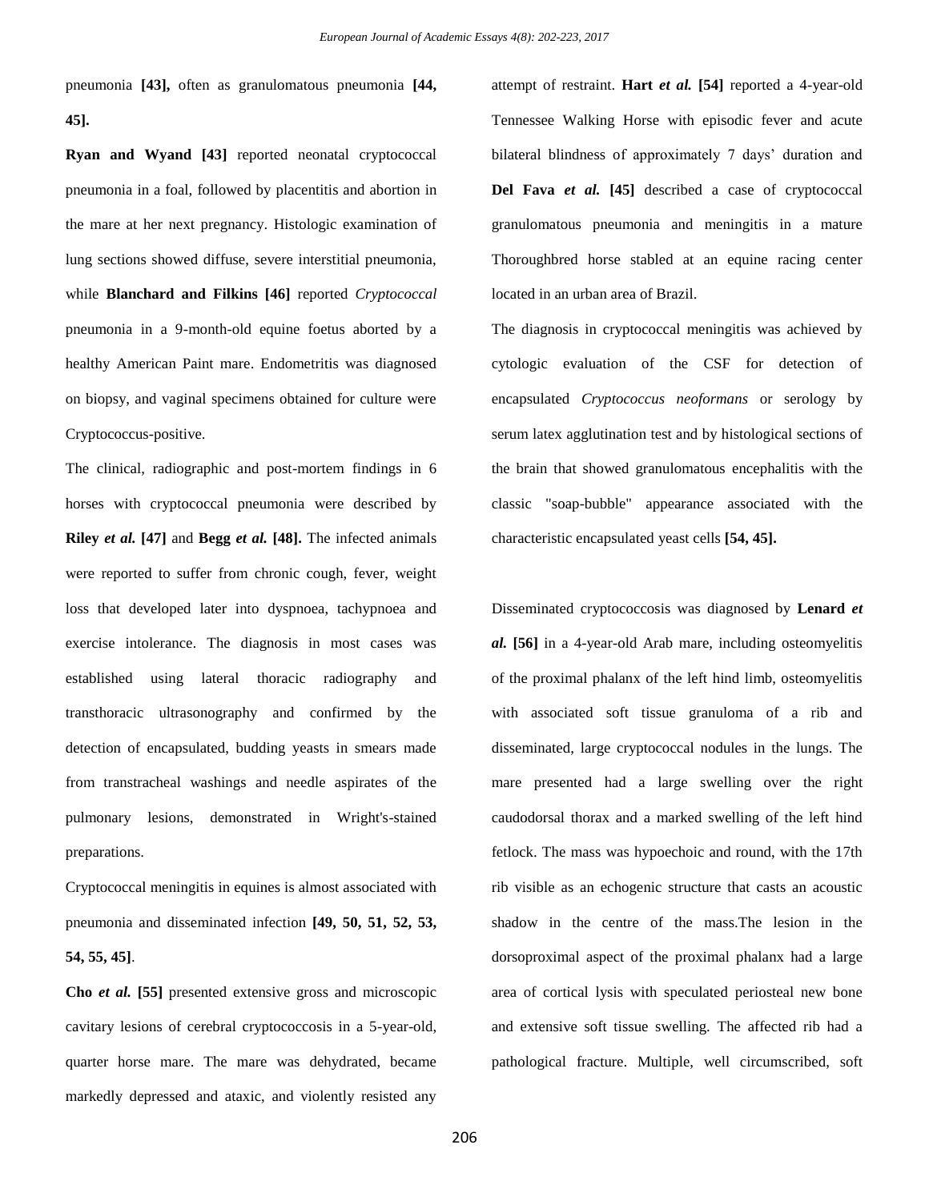pneumonia **[43],** often as granulomatous pneumonia **[44, 45].**

**Ryan and Wyand [43]** reported neonatal cryptococcal pneumonia in a foal, followed by placentitis and abortion in the mare at her next pregnancy. Histologic examination of lung sections showed diffuse, severe interstitial pneumonia, while **Blanchard and Filkins [46]** reported *Cryptococcal* pneumonia in a 9-month-old equine foetus aborted by a healthy American Paint mare. Endometritis was diagnosed on biopsy, and vaginal specimens obtained for culture were Cryptococcus-positive.

The clinical, radiographic and post-mortem findings in 6 horses with cryptococcal pneumonia were described by **Riley *et al.* [47]** and **Begg *et al.* [48].** The infected animals were reported to suffer from chronic cough, fever, weight loss that developed later into dyspnoea, tachypnoea and exercise intolerance. The diagnosis in most cases was established using lateral thoracic radiography and transthoracic ultrasonography and confirmed by the detection of encapsulated, budding yeasts in smears made from transtracheal washings and needle aspirates of the pulmonary lesions, demonstrated in Wright's-stained preparations.

Cryptococcal meningitis in equines is almost associated with pneumonia and disseminated infection **[49, 50, 51, 52, 53, 54, 55, 45]**.

**Cho *et al.* [55]** presented extensive gross and microscopic cavitary lesions of cerebral cryptococcosis in a 5-year-old, quarter horse mare. The mare was dehydrated, became markedly depressed and ataxic, and violently resisted any attempt of restraint. **Hart *et al.* [54]** reported a 4-year-old Tennessee Walking Horse with episodic fever and acute bilateral blindness of approximately 7 days' duration and **Del Fava *et al.* [45]** described a case of cryptococcal granulomatous pneumonia and meningitis in a mature Thoroughbred horse stabled at an equine racing center located in an urban area of Brazil.

The diagnosis in cryptococcal meningitis was achieved by cytologic evaluation of the CSF for detection of encapsulated *Cryptococcus neoformans* or serology by serum latex agglutination test and by histological sections of the brain that showed granulomatous encephalitis with the classic "soap-bubble" appearance associated with the characteristic encapsulated yeast cells **[54, 45].**

Disseminated cryptococcosis was diagnosed by **Lenard *et al.* [56]** in a 4-year-old Arab mare, including osteomyelitis of the proximal phalanx of the left hind limb, osteomyelitis with associated soft tissue granuloma of a rib and disseminated, large cryptococcal nodules in the lungs. The mare presented had a large swelling over the right caudodorsal thorax and a marked swelling of the left hind fetlock. The mass was hypoechoic and round, with the 17th rib visible as an echogenic structure that casts an acoustic shadow in the centre of the mass.The lesion in the dorsoproximal aspect of the proximal phalanx had a large area of cortical lysis with speculated periosteal new bone and extensive soft tissue swelling. The affected rib had a pathological fracture. Multiple, well circumscribed, soft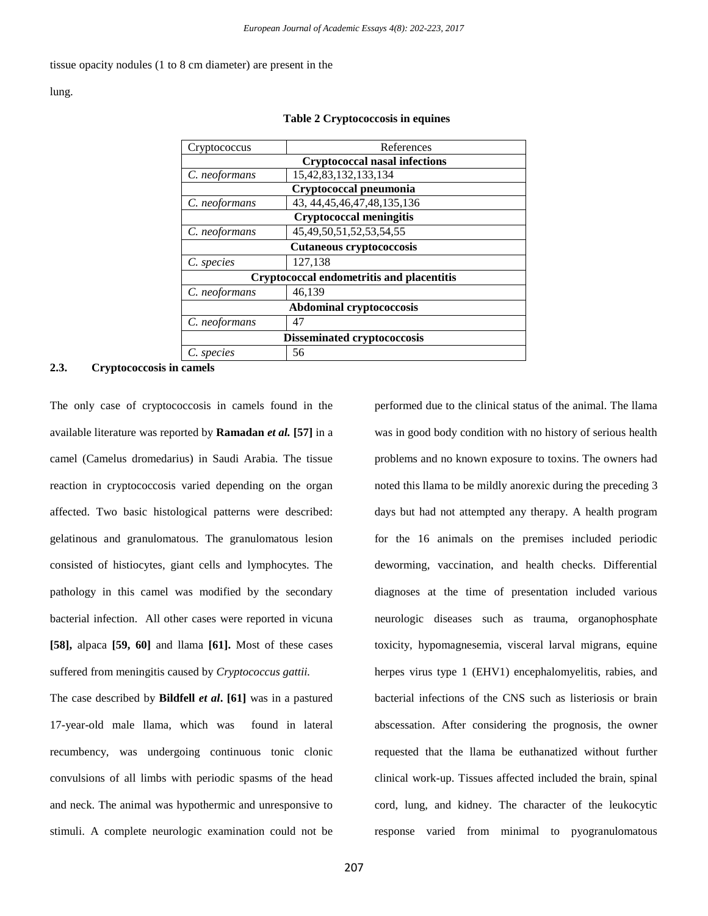tissue opacity nodules (1 to 8 cm diameter) are present in the lung.

**Table 2 Cryptococcosis in equines**

| Cryptococcus | References |
|---|---|
| **Cryptococcal nasal infections** | |
| *C. neoformans* | 15,42,83,132,133,134 |
| **Cryptococcal pneumonia** | |
| *C. neoformans* | 43, 44,45,46,47,48,135,136 |
| **Cryptococcal meningitis** | |
| *C. neoformans* | 45,49,50,51,52,53,54,55 |
| **Cutaneous cryptococcosis** | |
| *C. species* | 127,138 |
| **Cryptococcal endometritis and placentitis** | |
| *C. neoformans* | 46,139 |
| **Abdominal cryptococcosis** | |
| *C. neoformans* | 47 |
| **Disseminated cryptococcosis** | |
| *C. species* | 56 |

### 2.3. Cryptococcosis in camels

The only case of cryptococcosis in camels found in the available literature was reported by **Ramadan *et al.* [57]** in a camel (Camelus dromedarius) in Saudi Arabia. The tissue reaction in cryptococcosis varied depending on the organ affected. Two basic histological patterns were described: gelatinous and granulomatous. The granulomatous lesion consisted of histiocytes, giant cells and lymphocytes. The pathology in this camel was modified by the secondary bacterial infection. All other cases were reported in vicuna **[58],** alpaca **[59, 60]** and llama **[61].** Most of these cases suffered from meningitis caused by *Cryptococcus gattii.*

The case described by **Bildfell *et al*. [61]** was in a pastured 17-year-old male llama, which was found in lateral recumbency, was undergoing continuous tonic clonic convulsions of all limbs with periodic spasms of the head and neck. The animal was hypothermic and unresponsive to stimuli. A complete neurologic examination could not be performed due to the clinical status of the animal. The llama was in good body condition with no history of serious health problems and no known exposure to toxins. The owners had noted this llama to be mildly anorexic during the preceding 3 days but had not attempted any therapy. A health program for the 16 animals on the premises included periodic deworming, vaccination, and health checks. Differential diagnoses at the time of presentation included various neurologic diseases such as trauma, organophosphate toxicity, hypomagnesemia, visceral larval migrans, equine herpes virus type 1 (EHV1) encephalomyelitis, rabies, and bacterial infections of the CNS such as listeriosis or brain abscessation. After considering the prognosis, the owner requested that the llama be euthanatized without further clinical work-up. Tissues affected included the brain, spinal cord, lung, and kidney. The character of the leukocytic response varied from minimal to pyogranulomatous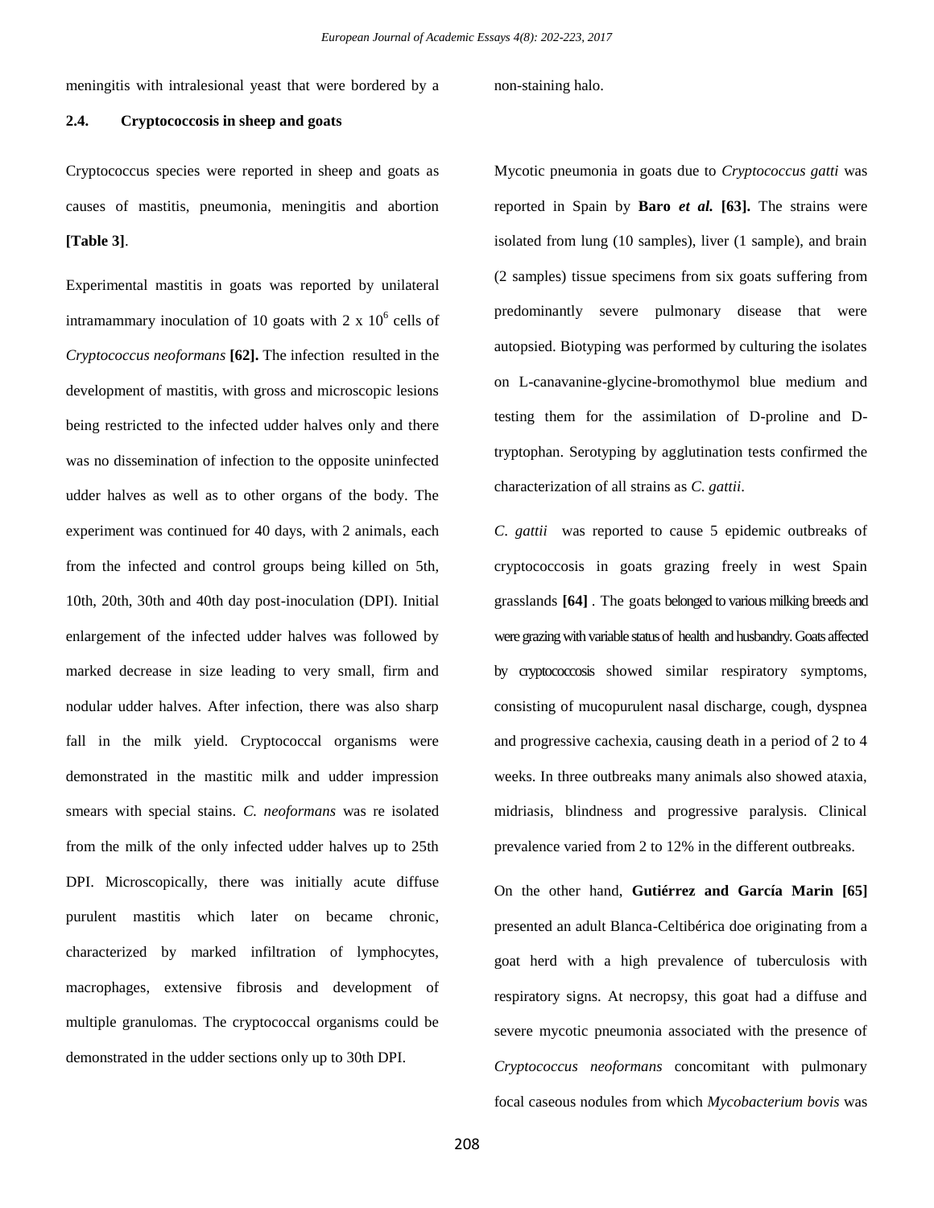meningitis with intralesional yeast that were bordered by a non-staining halo.

### 2.4. Cryptococcosis in sheep and goats

Cryptococcus species were reported in sheep and goats as causes of mastitis, pneumonia, meningitis and abortion **[Table 3]**.

Experimental mastitis in goats was reported by unilateral intramammary inoculation of 10 goats with 2 x $10^6$ cells of *Cryptococcus neoformans* **[62].** The infection resulted in the development of mastitis, with gross and microscopic lesions being restricted to the infected udder halves only and there was no dissemination of infection to the opposite uninfected udder halves as well as to other organs of the body. The experiment was continued for 40 days, with 2 animals, each from the infected and control groups being killed on 5th, 10th, 20th, 30th and 40th day post-inoculation (DPI). Initial enlargement of the infected udder halves was followed by marked decrease in size leading to very small, firm and nodular udder halves. After infection, there was also sharp fall in the milk yield. Cryptococcal organisms were demonstrated in the mastitic milk and udder impression smears with special stains. *C. neoformans* was re isolated from the milk of the only infected udder halves up to 25th DPI. Microscopically, there was initially acute diffuse purulent mastitis which later on became chronic, characterized by marked infiltration of lymphocytes, macrophages, extensive fibrosis and development of multiple granulomas. The cryptococcal organisms could be demonstrated in the udder sections only up to 30th DPI.

Mycotic pneumonia in goats due to *Cryptococcus gatti* was reported in Spain by **Baro *et al.* [63].** The strains were isolated from lung (10 samples), liver (1 sample), and brain (2 samples) tissue specimens from six goats suffering from predominantly severe pulmonary disease that were autopsied. Biotyping was performed by culturing the isolates on L-canavanine-glycine-bromothymol blue medium and testing them for the assimilation of D-proline and D-tryptophan. Serotyping by agglutination tests confirmed the characterization of all strains as *C. gattii*.

*C. gattii* was reported to cause 5 epidemic outbreaks of cryptococcosis in goats grazing freely in west Spain grasslands **[64]** . The goats belonged to various milking breeds and were grazing with variable status of health and husbandry. Goats affected by cryptococcosis showed similar respiratory symptoms, consisting of mucopurulent nasal discharge, cough, dyspnea and progressive cachexia, causing death in a period of 2 to 4 weeks. In three outbreaks many animals also showed ataxia, midriasis, blindness and progressive paralysis. Clinical prevalence varied from 2 to 12% in the different outbreaks.

On the other hand, **Gutiérrez and García Marin [65]** presented an adult Blanca-Celtibérica doe originating from a goat herd with a high prevalence of tuberculosis with respiratory signs. At necropsy, this goat had a diffuse and severe mycotic pneumonia associated with the presence of *Cryptococcus neoformans* concomitant with pulmonary focal caseous nodules from which *Mycobacterium bovis* was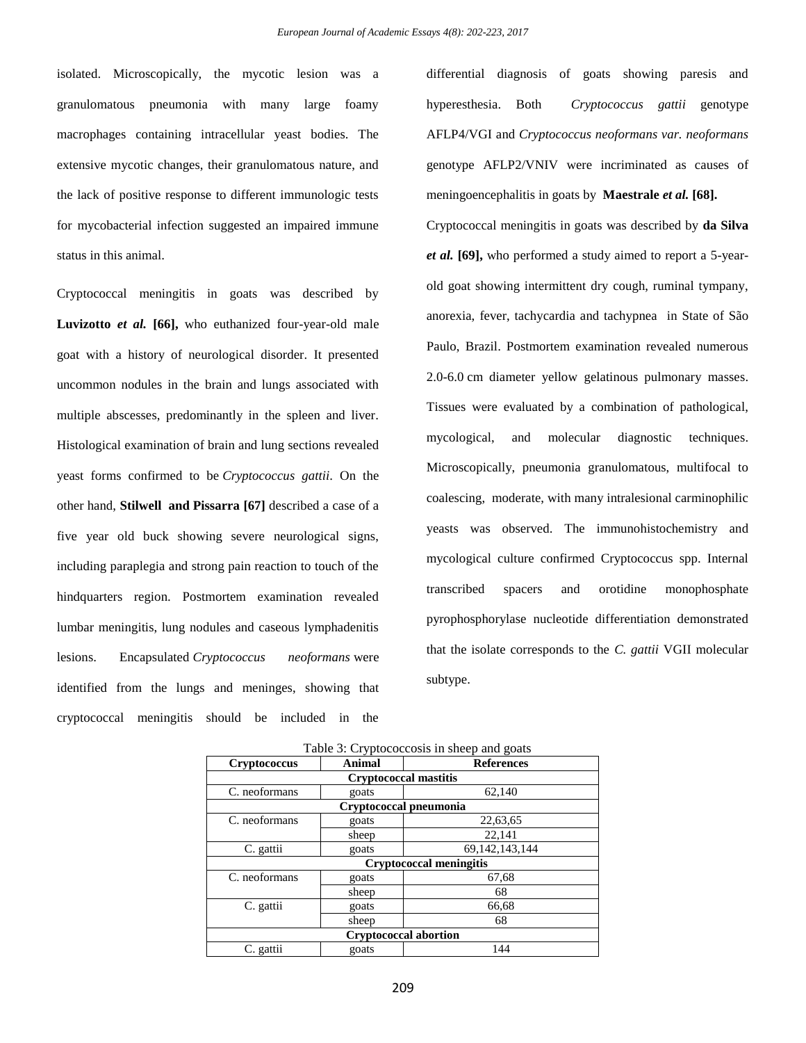isolated. Microscopically, the mycotic lesion was a granulomatous pneumonia with many large foamy macrophages containing intracellular yeast bodies. The extensive mycotic changes, their granulomatous nature, and the lack of positive response to different immunologic tests for mycobacterial infection suggested an impaired immune status in this animal.

Cryptococcal meningitis in goats was described by **Luvizotto *et al.* [66],** who euthanized four-year-old male goat with a history of neurological disorder. It presented uncommon nodules in the brain and lungs associated with multiple abscesses, predominantly in the spleen and liver. Histological examination of brain and lung sections revealed yeast forms confirmed to be *Cryptococcus gattii*. On the other hand, **Stilwell and Pissarra [67]** described a case of a five year old buck showing severe neurological signs, including paraplegia and strong pain reaction to touch of the hindquarters region. Postmortem examination revealed lumbar meningitis, lung nodules and caseous lymphadenitis lesions. Encapsulated *Cryptococcus neoformans* were identified from the lungs and meninges, showing that cryptococcal meningitis should be included in the differential diagnosis of goats showing paresis and hyperesthesia. Both *Cryptococcus gattii* genotype AFLP4/VGI and *Cryptococcus neoformans var. neoformans* genotype AFLP2/VNIV were incriminated as causes of meningoencephalitis in goats by **Maestrale *et al.* [68].**

Cryptococcal meningitis in goats was described by **da Silva *et al.* [69],** who performed a study aimed to report a 5-year-old goat showing intermittent dry cough, ruminal tympany, anorexia, fever, tachycardia and tachypnea in State of São Paulo, Brazil. Postmortem examination revealed numerous 2.0-6.0 cm diameter yellow gelatinous pulmonary masses. Tissues were evaluated by a combination of pathological, mycological, and molecular diagnostic techniques. Microscopically, pneumonia granulomatous, multifocal to coalescing, moderate, with many intralesional carminophilic yeasts was observed. The immunohistochemistry and mycological culture confirmed Cryptococcus spp. Internal transcribed spacers and orotidine monophosphate pyrophosphorylase nucleotide differentiation demonstrated that the isolate corresponds to the *C. gattii* VGII molecular subtype.

Table 3: Cryptococcosis in sheep and goats

| Cryptococcus | Animal | References |
|---|---|---|
| **Cryptococcal mastitis** | | |
| C. neoformans | goats | 62,140 |
| **Cryptococcal pneumonia** | | |
| C. neoformans | goats | 22,63,65 |
| | sheep | 22,141 |
| C. gattii | goats | 69,142,143,144 |
| **Cryptococcal meningitis** | | |
| C. neoformans | goats | 67,68 |
| | sheep | 68 |
| C. gattii | goats | 66,68 |
| | sheep | 68 |
| **Cryptococcal abortion** | | |
| C. gattii | goats | 144 |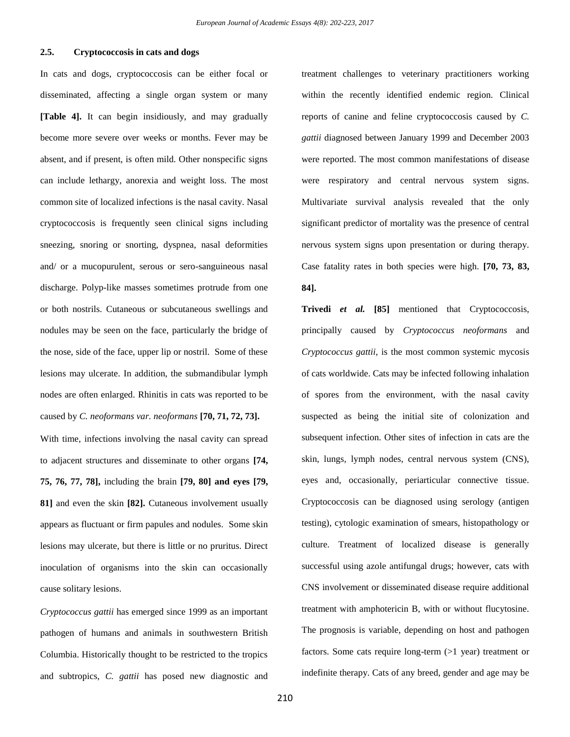### 2.5. Cryptococcosis in cats and dogs

In cats and dogs, cryptococcosis can be either focal or disseminated, affecting a single organ system or many **[Table 4].** It can begin insidiously, and may gradually become more severe over weeks or months. Fever may be absent, and if present, is often mild. Other nonspecific signs can include lethargy, anorexia and weight loss. The most common site of localized infections is the nasal cavity. Nasal cryptococcosis is frequently seen clinical signs including sneezing, snoring or snorting, dyspnea, nasal deformities and/ or a mucopurulent, serous or sero-sanguineous nasal discharge. Polyp-like masses sometimes protrude from one or both nostrils. Cutaneous or subcutaneous swellings and nodules may be seen on the face, particularly the bridge of the nose, side of the face, upper lip or nostril. Some of these lesions may ulcerate. In addition, the submandibular lymph nodes are often enlarged. Rhinitis in cats was reported to be caused by *C. neoformans var. neoformans* **[70, 71, 72, 73].**

With time, infections involving the nasal cavity can spread to adjacent structures and disseminate to other organs **[74, 75, 76, 77, 78],** including the brain **[79, 80] and eyes [79, 81]** and even the skin **[82].** Cutaneous involvement usually appears as fluctuant or firm papules and nodules. Some skin lesions may ulcerate, but there is little or no pruritus. Direct inoculation of organisms into the skin can occasionally cause solitary lesions.

*Cryptococcus gattii* has emerged since 1999 as an important pathogen of humans and animals in southwestern British Columbia. Historically thought to be restricted to the tropics and subtropics, *C. gattii* has posed new diagnostic and treatment challenges to veterinary practitioners working within the recently identified endemic region. Clinical reports of canine and feline cryptococcosis caused by *C. gattii* diagnosed between January 1999 and December 2003 were reported. The most common manifestations of disease were respiratory and central nervous system signs. Multivariate survival analysis revealed that the only significant predictor of mortality was the presence of central nervous system signs upon presentation or during therapy. Case fatality rates in both species were high. **[70, 73, 83, 84].**

**Trivedi *et al.* [85]** mentioned that Cryptococcosis, principally caused by *Cryptococcus neoformans* and *Cryptococcus gattii*, is the most common systemic mycosis of cats worldwide. Cats may be infected following inhalation of spores from the environment, with the nasal cavity suspected as being the initial site of colonization and subsequent infection. Other sites of infection in cats are the skin, lungs, lymph nodes, central nervous system (CNS), eyes and, occasionally, periarticular connective tissue. Cryptococcosis can be diagnosed using serology (antigen testing), cytologic examination of smears, histopathology or culture. Treatment of localized disease is generally successful using azole antifungal drugs; however, cats with CNS involvement or disseminated disease require additional treatment with amphotericin B, with or without flucytosine. The prognosis is variable, depending on host and pathogen factors. Some cats require long-term (>1 year) treatment or indefinite therapy. Cats of any breed, gender and age may be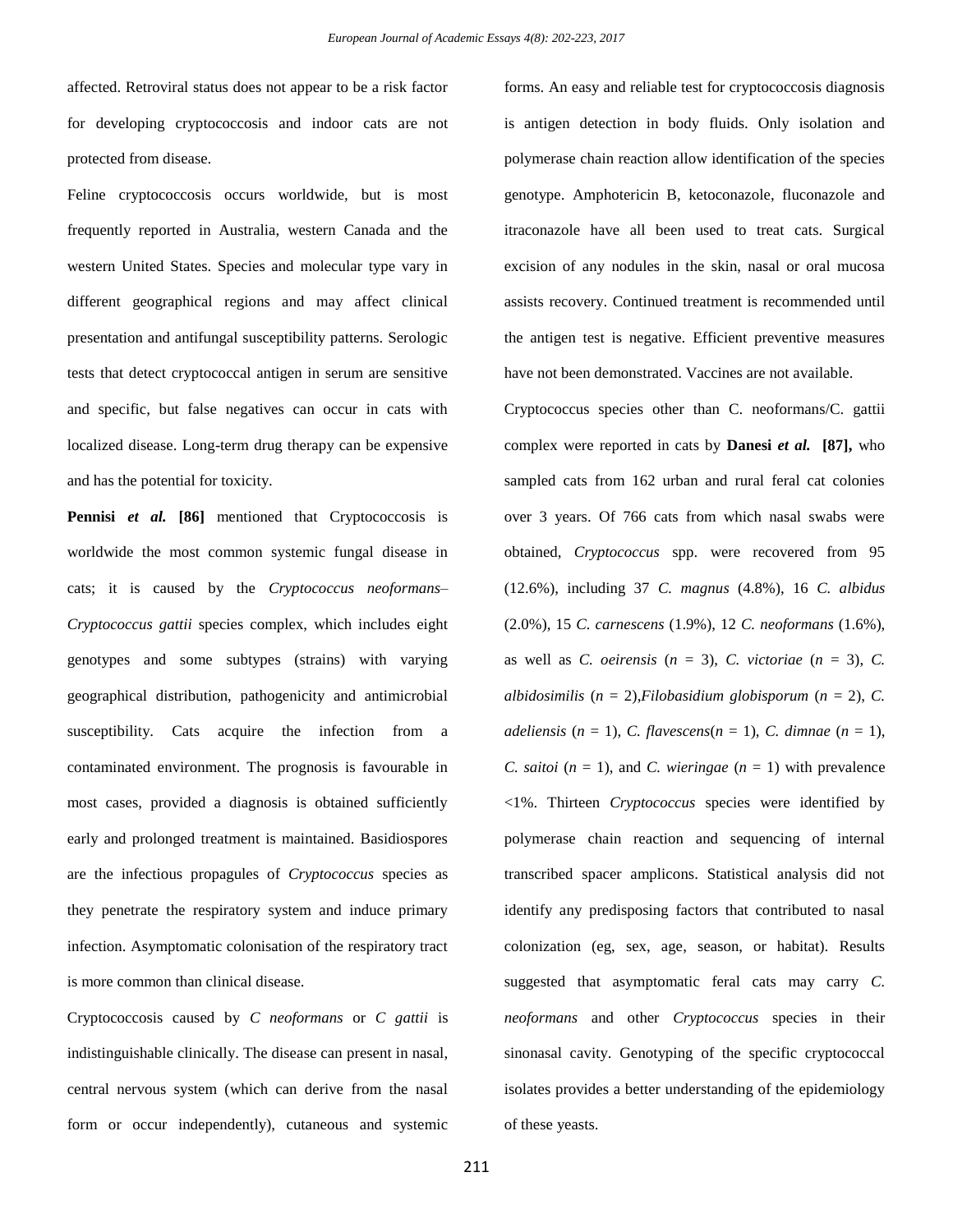affected. Retroviral status does not appear to be a risk factor for developing cryptococcosis and indoor cats are not protected from disease.

Feline cryptococcosis occurs worldwide, but is most frequently reported in Australia, western Canada and the western United States. Species and molecular type vary in different geographical regions and may affect clinical presentation and antifungal susceptibility patterns. Serologic tests that detect cryptococcal antigen in serum are sensitive and specific, but false negatives can occur in cats with localized disease. Long-term drug therapy can be expensive and has the potential for toxicity.

**Pennisi *et al.* [86]** mentioned that Cryptococcosis is worldwide the most common systemic fungal disease in cats; it is caused by the *Cryptococcus neoformans*–*Cryptococcus gattii* species complex, which includes eight genotypes and some subtypes (strains) with varying geographical distribution, pathogenicity and antimicrobial susceptibility. Cats acquire the infection from a contaminated environment. The prognosis is favourable in most cases, provided a diagnosis is obtained sufficiently early and prolonged treatment is maintained. Basidiospores are the infectious propagules of *Cryptococcus* species as they penetrate the respiratory system and induce primary infection. Asymptomatic colonisation of the respiratory tract is more common than clinical disease.

Cryptococcosis caused by *C neoformans* or *C gattii* is indistinguishable clinically. The disease can present in nasal, central nervous system (which can derive from the nasal form or occur independently), cutaneous and systemic forms. An easy and reliable test for cryptococcosis diagnosis is antigen detection in body fluids. Only isolation and polymerase chain reaction allow identification of the species genotype. Amphotericin B, ketoconazole, fluconazole and itraconazole have all been used to treat cats. Surgical excision of any nodules in the skin, nasal or oral mucosa assists recovery. Continued treatment is recommended until the antigen test is negative. Efficient preventive measures have not been demonstrated. Vaccines are not available.

Cryptococcus species other than C. neoformans/C. gattii complex were reported in cats by **Danesi *et al.* [87],** who sampled cats from 162 urban and rural feral cat colonies over 3 years. Of 766 cats from which nasal swabs were obtained, *Cryptococcus* spp. were recovered from 95 (12.6%), including 37 *C. magnus* (4.8%), 16 *C. albidus* (2.0%), 15 *C. carnescens* (1.9%), 12 *C. neoformans* (1.6%), as well as *C. oeirensis* ($n$ = 3), *C. victoriae* ($n$ = 3), *C. albidosimilis* ($n$ = 2),*Filobasidium globisporum* ($n$ = 2), *C. adeliensis* ($n$ = 1), *C. flavescens*($n$ = 1), *C. dimnae* ($n$ = 1), *C. saitoi* ($n$ = 1), and *C. wieringae* ($n$ = 1) with prevalence <1%. Thirteen *Cryptococcus* species were identified by polymerase chain reaction and sequencing of internal transcribed spacer amplicons. Statistical analysis did not identify any predisposing factors that contributed to nasal colonization (eg, sex, age, season, or habitat). Results suggested that asymptomatic feral cats may carry *C. neoformans* and other *Cryptococcus* species in their sinonasal cavity. Genotyping of the specific cryptococcal isolates provides a better understanding of the epidemiology of these yeasts.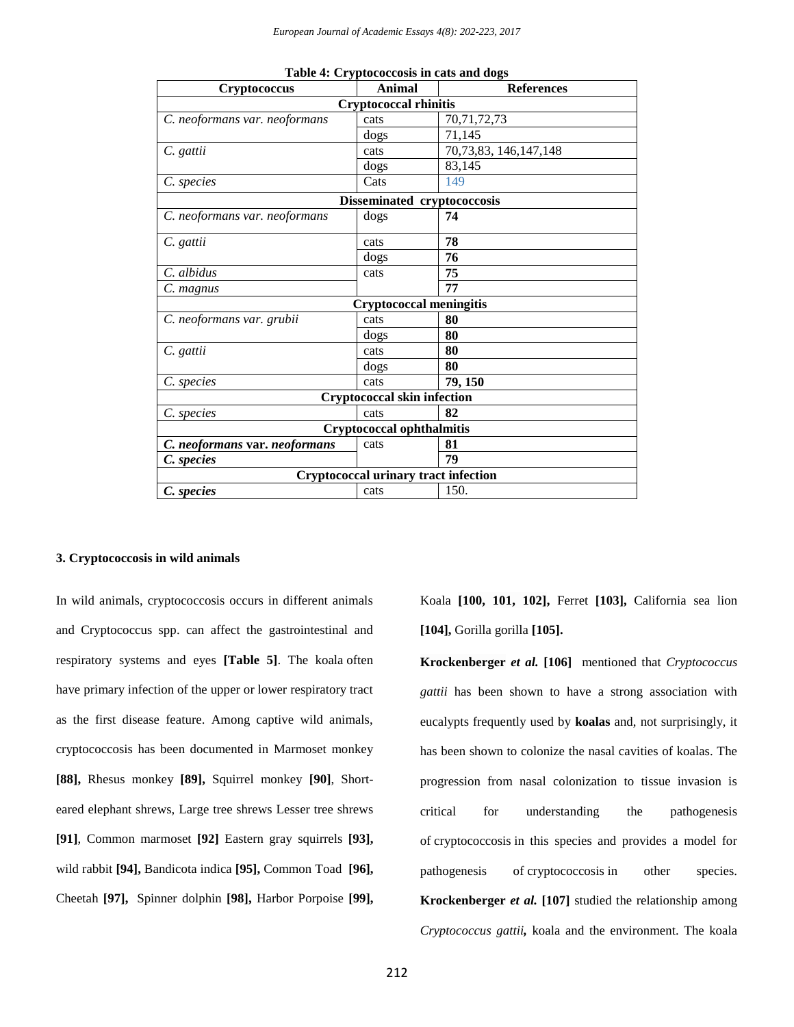**Table 4: Cryptococcosis in cats and dogs**

| Cryptococcus | Animal | References |
|---|---|---|
| **Cryptococcal rhinitis** | | |
| *C. neoformans var. neoformans* | cats | 70,71,72,73 |
| | dogs | 71,145 |
| *C. gattii* | cats | 70,73,83, 146,147,148 |
| | dogs | 83,145 |
| *C. species* | Cats | 149 |
| **Disseminated cryptococcosis** | | |
| *C. neoformans var. neoformans* | dogs | **74** |
| *C. gattii* | cats | **78** |
| | dogs | **76** |
| *C. albidus* | cats | **75** |
| *C. magnus* | | **77** |
| **Cryptococcal meningitis** | | |
| *C. neoformans var. grubii* | cats | **80** |
| | dogs | **80** |
| *C. gattii* | cats | **80** |
| | dogs | **80** |
| *C. species* | cats | **79, 150** |
| **Cryptococcal skin infection** | | |
| *C. species* | cats | **82** |
| **Cryptococcal ophthalmitis** | | |
| ***C. neoformans* var. *neoformans*** | cats | **81** |
| ***C. species*** | | **79** |
| **Cryptococcal urinary tract infection** | | |
| ***C. species*** | cats | 150. |

### 3. Cryptococcosis in wild animals

In wild animals, cryptococcosis occurs in different animals and Cryptococcus spp. can affect the gastrointestinal and respiratory systems and eyes **[Table 5]**. The koala often have primary infection of the upper or lower respiratory tract as the first disease feature. Among captive wild animals, cryptococcosis has been documented in Marmoset monkey **[88],** Rhesus monkey **[89],** Squirrel monkey **[90]**, Short-eared elephant shrews, Large tree shrews Lesser tree shrews **[91]**, Common marmoset **[92]** Eastern gray squirrels **[93],** wild rabbit **[94],** Bandicota indica **[95],** Common Toad **[96],** Cheetah **[97],** Spinner dolphin **[98],** Harbor Porpoise **[99],** Koala **[100, 101, 102],** Ferret **[103],** California sea lion **[104],** Gorilla gorilla **[105].**

**Krockenberger *et al.* [106]** mentioned that *Cryptococcus gattii* has been shown to have a strong association with eucalypts frequently used by **koalas** and, not surprisingly, it has been shown to colonize the nasal cavities of koalas. The progression from nasal colonization to tissue invasion is critical for understanding the pathogenesis of cryptococcosis in this species and provides a model for pathogenesis of cryptococcosis in other species. **Krockenberger *et al.* [107]** studied the relationship among *Cryptococcus gattii***,** koala and the environment. The koala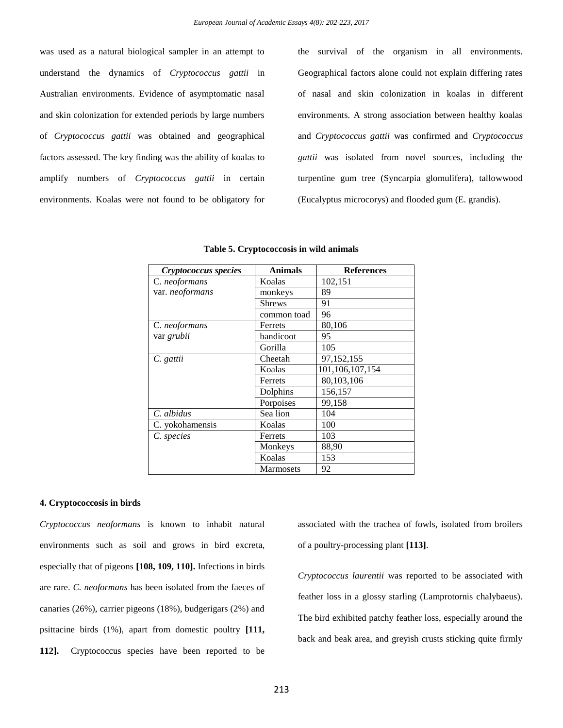was used as a natural biological sampler in an attempt to understand the dynamics of *Cryptococcus gattii* in Australian environments. Evidence of asymptomatic nasal and skin colonization for extended periods by large numbers of *Cryptococcus gattii* was obtained and geographical factors assessed. The key finding was the ability of koalas to amplify numbers of *Cryptococcus gattii* in certain environments. Koalas were not found to be obligatory for the survival of the organism in all environments. Geographical factors alone could not explain differing rates of nasal and skin colonization in koalas in different environments. A strong association between healthy koalas and *Cryptococcus gattii* was confirmed and *Cryptococcus gattii* was isolated from novel sources, including the turpentine gum tree (Syncarpia glomulifera), tallowwood (Eucalyptus microcorys) and flooded gum (E. grandis).

**Table 5. Cryptococcosis in wild animals**

| *Cryptococcus species* | Animals | References |
|---|---|---|
| C. *neoformans* var. *neoformans* | Koalas | 102,151 |
| | monkeys | 89 |
| | Shrews | 91 |
| | common toad | 96 |
| C. *neoformans* var *grubii* | Ferrets | 80,106 |
| | bandicoot | 95 |
| | Gorilla | 105 |
| *C. gattii* | Cheetah | 97,152,155 |
| | Koalas | 101,106,107,154 |
| | Ferrets | 80,103,106 |
| | Dolphins | 156,157 |
| | Porpoises | 99,158 |
| *C. albidus* | Sea lion | 104 |
| C. yokohamensis | Koalas | 100 |
| *C. species* | Ferrets | 103 |
| | Monkeys | 88,90 |
| | Koalas | 153 |
| | Marmosets | 92 |

**4. Cryptococcosis in birds**

*Cryptococcus neoformans* is known to inhabit natural environments such as soil and grows in bird excreta, especially that of pigeons **[108, 109, 110].** Infections in birds are rare. *C. neoformans* has been isolated from the faeces of canaries (26%), carrier pigeons (18%), budgerigars (2%) and psittacine birds (1%), apart from domestic poultry **[111, 112].** Cryptococcus species have been reported to be associated with the trachea of fowls, isolated from broilers of a poultry-processing plant **[113]**.

*Cryptococcus laurentii* was reported to be associated with feather loss in a glossy starling (Lamprotornis chalybaeus). The bird exhibited patchy feather loss, especially around the back and beak area, and greyish crusts sticking quite firmly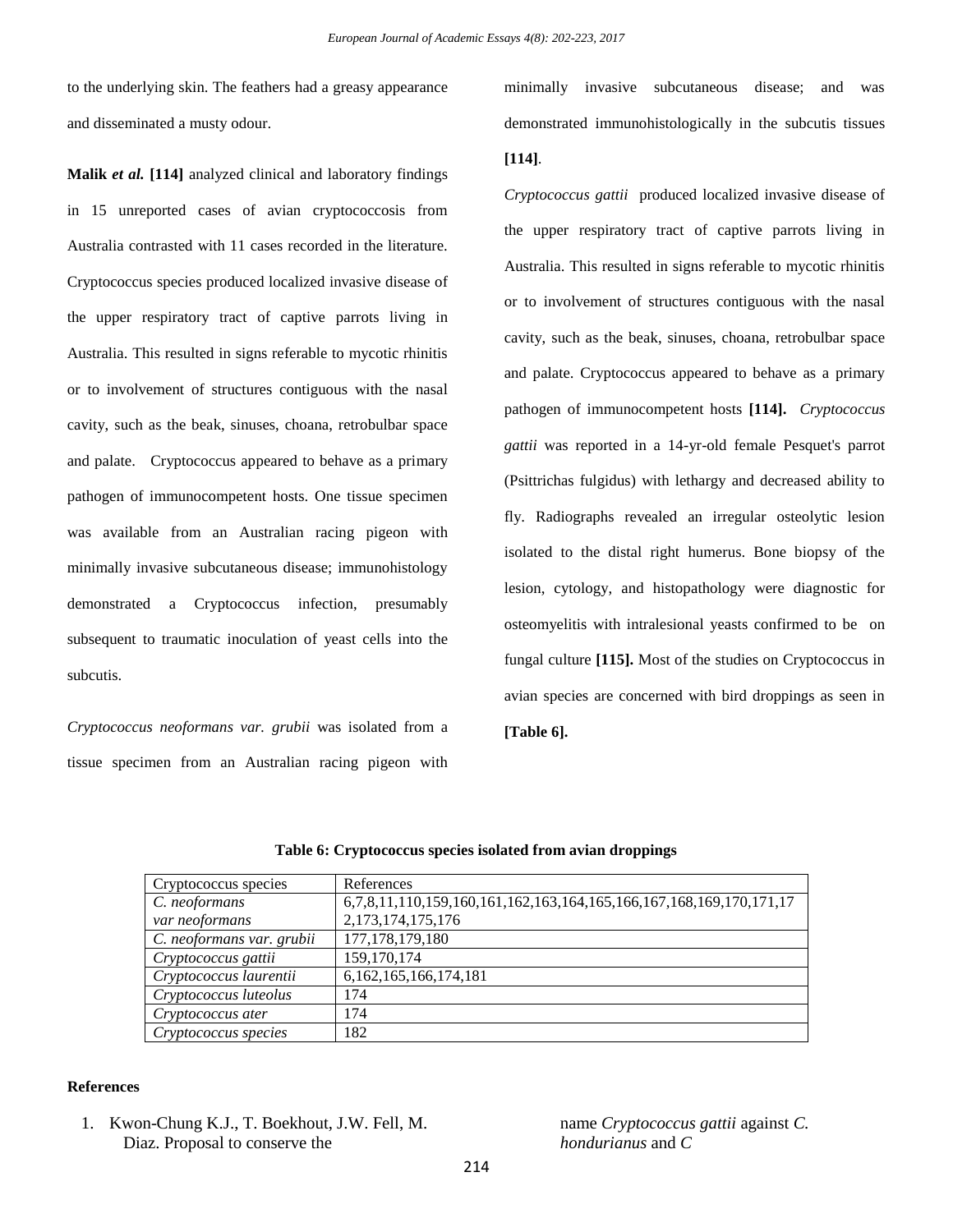to the underlying skin. The feathers had a greasy appearance and disseminated a musty odour.

**Malik *et al.* [114]** analyzed clinical and laboratory findings in 15 unreported cases of avian cryptococcosis from Australia contrasted with 11 cases recorded in the literature. Cryptococcus species produced localized invasive disease of the upper respiratory tract of captive parrots living in Australia. This resulted in signs referable to mycotic rhinitis or to involvement of structures contiguous with the nasal cavity, such as the beak, sinuses, choana, retrobulbar space and palate. Cryptococcus appeared to behave as a primary pathogen of immunocompetent hosts. One tissue specimen was available from an Australian racing pigeon with minimally invasive subcutaneous disease; immunohistology demonstrated a Cryptococcus infection, presumably subsequent to traumatic inoculation of yeast cells into the subcutis.

*Cryptococcus neoformans var. grubii* was isolated from a tissue specimen from an Australian racing pigeon with minimally invasive subcutaneous disease; and was demonstrated immunohistologically in the subcutis tissues **[114]**.

*Cryptococcus gattii* produced localized invasive disease of the upper respiratory tract of captive parrots living in Australia. This resulted in signs referable to mycotic rhinitis or to involvement of structures contiguous with the nasal cavity, such as the beak, sinuses, choana, retrobulbar space and palate. Cryptococcus appeared to behave as a primary pathogen of immunocompetent hosts **[114].** *Cryptococcus gattii* was reported in a 14-yr-old female Pesquet's parrot (Psittrichas fulgidus) with lethargy and decreased ability to fly. Radiographs revealed an irregular osteolytic lesion isolated to the distal right humerus. Bone biopsy of the lesion, cytology, and histopathology were diagnostic for osteomyelitis with intralesional yeasts confirmed to be on fungal culture **[115].** Most of the studies on Cryptococcus in avian species are concerned with bird droppings as seen in **[Table 6].**

**Table 6: Cryptococcus species isolated from avian droppings**

| Cryptococcus species | References |
|---|---|
| *C. neoformans var neoformans* | 6,7,8,11,110,159,160,161,162,163,164,165,166,167,168,169,170,171,172,173,174,175,176 |
| *C. neoformans var. grubii* | 177,178,179,180 |
| *Cryptococcus gattii* | 159,170,174 |
| *Cryptococcus laurentii* | 6,162,165,166,174,181 |
| *Cryptococcus luteolus* | 174 |
| *Cryptococcus ater* | 174 |
| *Cryptococcus species* | 182 |

**References**

1. Kwon-Chung K.J., T. Boekhout, J.W. Fell, M. Diaz. Proposal to conserve the name *Cryptococcus gattii* against *C. hondurianus* and *C*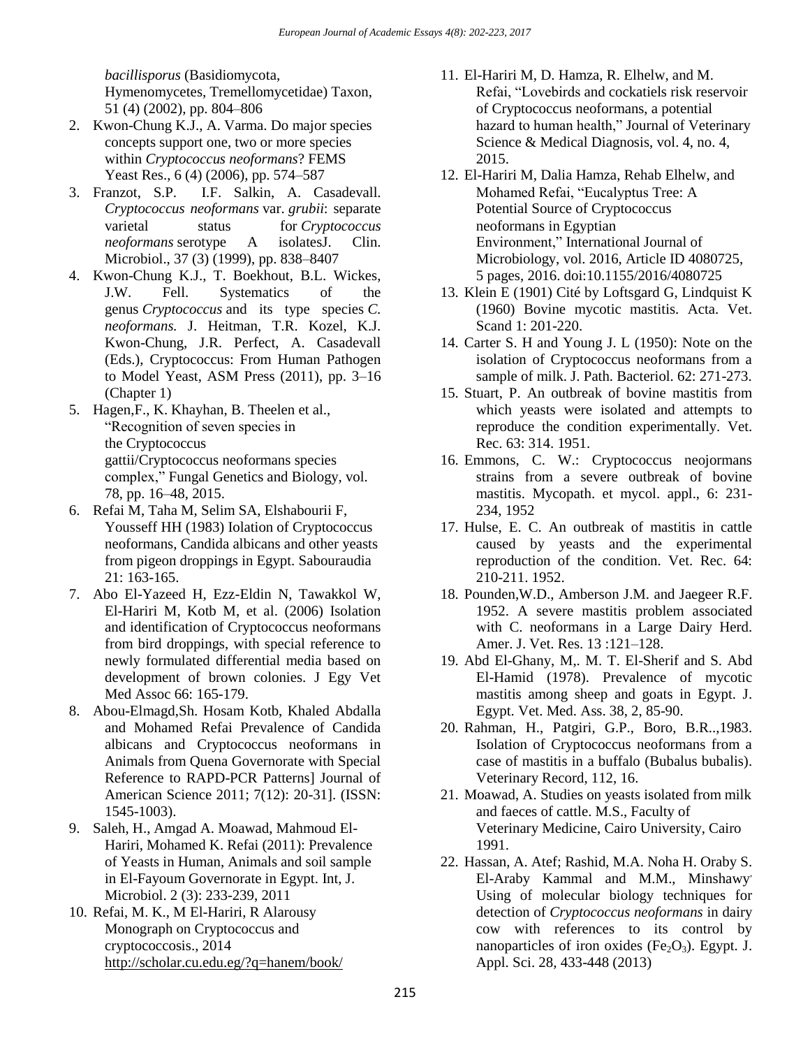*bacillisporus* (Basidiomycota, Hymenomycetes, Tremellomycetidae) Taxon, 51 (4) (2002), pp. 804–806

2. Kwon-Chung K.J., A. Varma. Do major species concepts support one, two or more species within *Cryptococcus neoformans*? FEMS Yeast Res., 6 (4) (2006), pp. 574–587
3. Franzot, S.P. I.F. Salkin, A. Casadevall. *Cryptococcus neoformans* var. *grubii*: separate varietal status for *Cryptococcus neoformans* serotype A isolatesJ. Clin. Microbiol., 37 (3) (1999), pp. 838–8407
4. Kwon-Chung K.J., T. Boekhout, B.L. Wickes, J.W. Fell. Systematics of the genus *Cryptococcus* and its type species *C. neoformans.* J. Heitman, T.R. Kozel, K.J. Kwon-Chung, J.R. Perfect, A. Casadevall (Eds.), Cryptococcus: From Human Pathogen to Model Yeast, ASM Press (2011), pp. 3–16 (Chapter 1)
5. Hagen,F., K. Khayhan, B. Theelen et al., "Recognition of seven species in the Cryptococcus gattii/Cryptococcus neoformans species complex," Fungal Genetics and Biology, vol. 78, pp. 16–48, 2015.
6. Refai M, Taha M, Selim SA, Elshabourii F, Yousseff HH (1983) Iolation of Cryptococcus neoformans, Candida albicans and other yeasts from pigeon droppings in Egypt. Sabouraudia 21: 163-165.
7. Abo El-Yazeed H, Ezz-Eldin N, Tawakkol W, El-Hariri M, Kotb M, et al. (2006) Isolation and identification of Cryptococcus neoformans from bird droppings, with special reference to newly formulated differential media based on development of brown colonies. J Egy Vet Med Assoc 66: 165-179.
8. Abou-Elmagd,Sh. Hosam Kotb, Khaled Abdalla and Mohamed Refai Prevalence of Candida albicans and Cryptococcus neoformans in Animals from Quena Governorate with Special Reference to RAPD-PCR Patterns] Journal of American Science 2011; 7(12): 20-31]. (ISSN: 1545-1003).
9. Saleh, H., Amgad A. Moawad, Mahmoud El-Hariri, Mohamed K. Refai (2011): Prevalence of Yeasts in Human, Animals and soil sample in El-Fayoum Governorate in Egypt. Int, J. Microbiol. 2 (3): 233-239, 2011
10. Refai, M. K., M El-Hariri, R Alarousy Monograph on Cryptococcus and cryptococcosis., 2014 http://scholar.cu.edu.eg/?q=hanem/book/
11. El-Hariri M, D. Hamza, R. Elhelw, and M. Refai, "Lovebirds and cockatiels risk reservoir of Cryptococcus neoformans, a potential hazard to human health," Journal of Veterinary Science & Medical Diagnosis, vol. 4, no. 4, 2015.
12. El-Hariri M, Dalia Hamza, Rehab Elhelw, and Mohamed Refai, "Eucalyptus Tree: A Potential Source of Cryptococcus neoformans in Egyptian Environment," International Journal of Microbiology, vol. 2016, Article ID 4080725, 5 pages, 2016. doi:10.1155/2016/4080725
13. Klein E (1901) Cité by Loftsgard G, Lindquist K (1960) Bovine mycotic mastitis. Acta. Vet. Scand 1: 201-220.
14. Carter S. H and Young J. L (1950): Note on the isolation of Cryptococcus neoformans from a sample of milk. J. Path. Bacteriol. 62: 271-273.
15. Stuart, P. An outbreak of bovine mastitis from which yeasts were isolated and attempts to reproduce the condition experimentally. Vet. Rec. 63: 314. 1951.
16. Emmons, C. W.: Cryptococcus neojormans strains from a severe outbreak of bovine mastitis. Mycopath. et mycol. appl., 6: 231-234, 1952
17. Hulse, E. C. An outbreak of mastitis in cattle caused by yeasts and the experimental reproduction of the condition. Vet. Rec. 64: 210-211. 1952.
18. Pounden,W.D., Amberson J.M. and Jaegeer R.F. 1952. A severe mastitis problem associated with C. neoformans in a Large Dairy Herd. Amer. J. Vet. Res. 13 :121–128.
19. Abd El-Ghany, M,. M. T. El-Sherif and S. Abd El-Hamid (1978). Prevalence of mycotic mastitis among sheep and goats in Egypt. J. Egypt. Vet. Med. Ass. 38, 2, 85-90.
20. Rahman, H., Patgiri, G.P., Boro, B.R..,1983. Isolation of Cryptococcus neoformans from a case of mastitis in a buffalo (Bubalus bubalis). Veterinary Record, 112, 16.
21. Moawad, A. Studies on yeasts isolated from milk and faeces of cattle. M.S., Faculty of Veterinary Medicine, Cairo University, Cairo 1991.
22. Hassan, A. Atef; Rashid, M.A. Noha H. Oraby S. El-Araby Kammal and M.M., Minshawy' Using of molecular biology techniques for detection of *Cryptococcus neoformans* in dairy cow with references to its control by nanoparticles of iron oxides ($Fe_2O_3$). Egypt. J. Appl. Sci. 28, 433-448 (2013)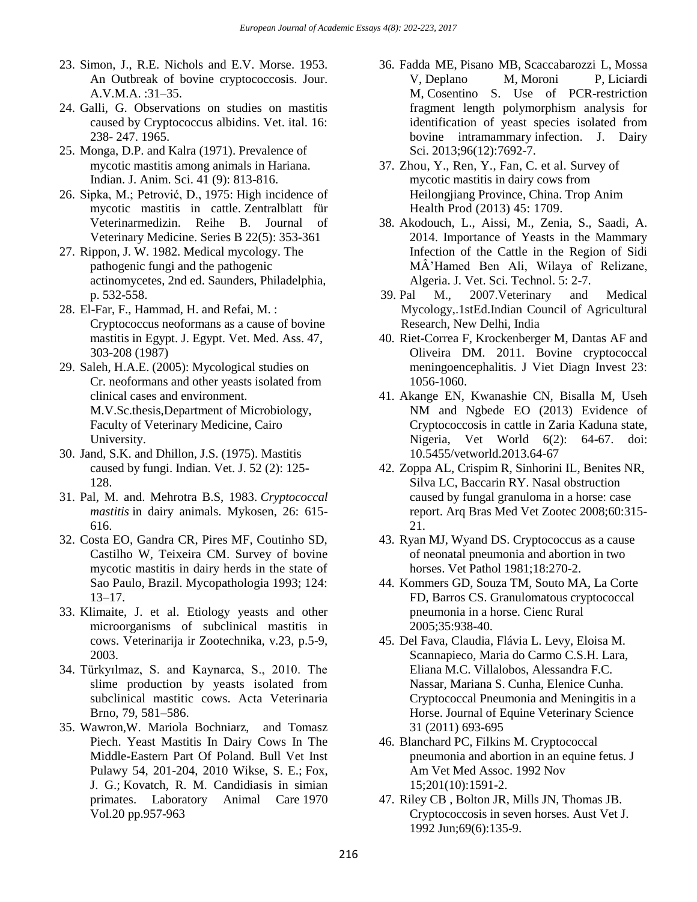23. Simon, J., R.E. Nichols and E.V. Morse. 1953. An Outbreak of bovine cryptococcosis. Jour. A.V.M.A. :31–35.
24. Galli, G. Observations on studies on mastitis caused by Cryptococcus albidins. Vet. ital. 16: 238- 247. 1965.
25. Monga, D.P. and Kalra (1971). Prevalence of mycotic mastitis among animals in Hariana. Indian. J. Anim. Sci. 41 (9): 813-816.
26. Sipka, M.; Petrović, D., 1975: High incidence of mycotic mastitis in cattle. Zentralblatt für Veterinarmedizin. Reihe B. Journal of Veterinary Medicine. Series B 22(5): 353-361
27. Rippon, J. W. 1982. Medical mycology. The pathogenic fungi and the pathogenic actinomycetes, 2nd ed. Saunders, Philadelphia, p. 532-558.
28. El-Far, F., Hammad, H. and Refai, M. : Cryptococcus neoformans as a cause of bovine mastitis in Egypt. J. Egypt. Vet. Med. Ass. 47, 303-208 (1987)
29. Saleh, H.A.E. (2005): Mycological studies on Cr. neoformans and other yeasts isolated from clinical cases and environment. M.V.Sc.thesis,Department of Microbiology, Faculty of Veterinary Medicine, Cairo University.
30. Jand, S.K. and Dhillon, J.S. (1975). Mastitis caused by fungi. Indian. Vet. J. 52 (2): 125-128.
31. Pal, M. and. Mehrotra B.S, 1983. *Cryptococcal mastitis* in dairy animals. Mykosen, 26: 615-616.
32. Costa EO, Gandra CR, Pires MF, Coutinho SD, Castilho W, Teixeira CM. Survey of bovine mycotic mastitis in dairy herds in the state of Sao Paulo, Brazil. Mycopathologia 1993; 124: 13–17.
33. Klimaite, J. et al. Etiology yeasts and other microorganisms of subclinical mastitis in cows. Veterinarija ir Zootechnika, v.23, p.5-9, 2003.
34. Türkyılmaz, S. and Kaynarca, S., 2010. The slime production by yeasts isolated from subclinical mastitic cows. Acta Veterinaria Brno, 79, 581–586.
35. Wawron,W. Mariola Bochniarz, and Tomasz Piech. Yeast Mastitis In Dairy Cows In The Middle-Eastern Part Of Poland. Bull Vet Inst Pulawy 54, 201-204, 2010 Wikse, S. E.; Fox, J. G.; Kovatch, R. M. Candidiasis in simian primates. Laboratory Animal Care 1970 Vol.20 pp.957-963
36. Fadda ME, Pisano MB, Scaccabarozzi L, Mossa V, Deplano M, Moroni P, Liciardi M, Cosentino S. Use of PCR-restriction fragment length polymorphism analysis for identification of yeast species isolated from bovine intramammary infection. J. Dairy Sci. 2013;96(12):7692-7.
37. Zhou, Y., Ren, Y., Fan, C. et al. Survey of mycotic mastitis in dairy cows from Heilongjiang Province, China. Trop Anim Health Prod (2013) 45: 1709.
38. Akodouch, L., Aissi, M., Zenia, S., Saadi, A. 2014. Importance of Yeasts in the Mammary Infection of the Cattle in the Region of Sidi MÂ'Hamed Ben Ali, Wilaya of Relizane, Algeria. J. Vet. Sci. Technol. 5: 2-7.
39. Pal M., 2007.Veterinary and Medical Mycology,.1stEd.Indian Council of Agricultural Research, New Delhi, India
40. Riet-Correa F, Krockenberger M, Dantas AF and Oliveira DM. 2011. Bovine cryptococcal meningoencephalitis. J Viet Diagn Invest 23: 1056-1060.
41. Akange EN, Kwanashie CN, Bisalla M, Useh NM and Ngbede EO (2013) Evidence of Cryptococcosis in cattle in Zaria Kaduna state, Nigeria, Vet World 6(2): 64-67. doi: 10.5455/vetworld.2013.64-67
42. Zoppa AL, Crispim R, Sinhorini IL, Benites NR, Silva LC, Baccarin RY. Nasal obstruction caused by fungal granuloma in a horse: case report. Arq Bras Med Vet Zootec 2008;60:315-21.
43. Ryan MJ, Wyand DS. Cryptococcus as a cause of neonatal pneumonia and abortion in two horses. Vet Pathol 1981;18:270-2.
44. Kommers GD, Souza TM, Souto MA, La Corte FD, Barros CS. Granulomatous cryptococcal pneumonia in a horse. Cienc Rural 2005;35:938-40.
45. Del Fava, Claudia, Flávia L. Levy, Eloisa M. Scannapieco, Maria do Carmo C.S.H. Lara, Eliana M.C. Villalobos, Alessandra F.C. Nassar, Mariana S. Cunha, Elenice Cunha. Cryptococcal Pneumonia and Meningitis in a Horse. Journal of Equine Veterinary Science 31 (2011) 693-695
46. Blanchard PC, Filkins M. Cryptococcal pneumonia and abortion in an equine fetus. J Am Vet Med Assoc. 1992 Nov 15;201(10):1591-2.
47. Riley CB , Bolton JR, Mills JN, Thomas JB. Cryptococcosis in seven horses. Aust Vet J. 1992 Jun;69(6):135-9.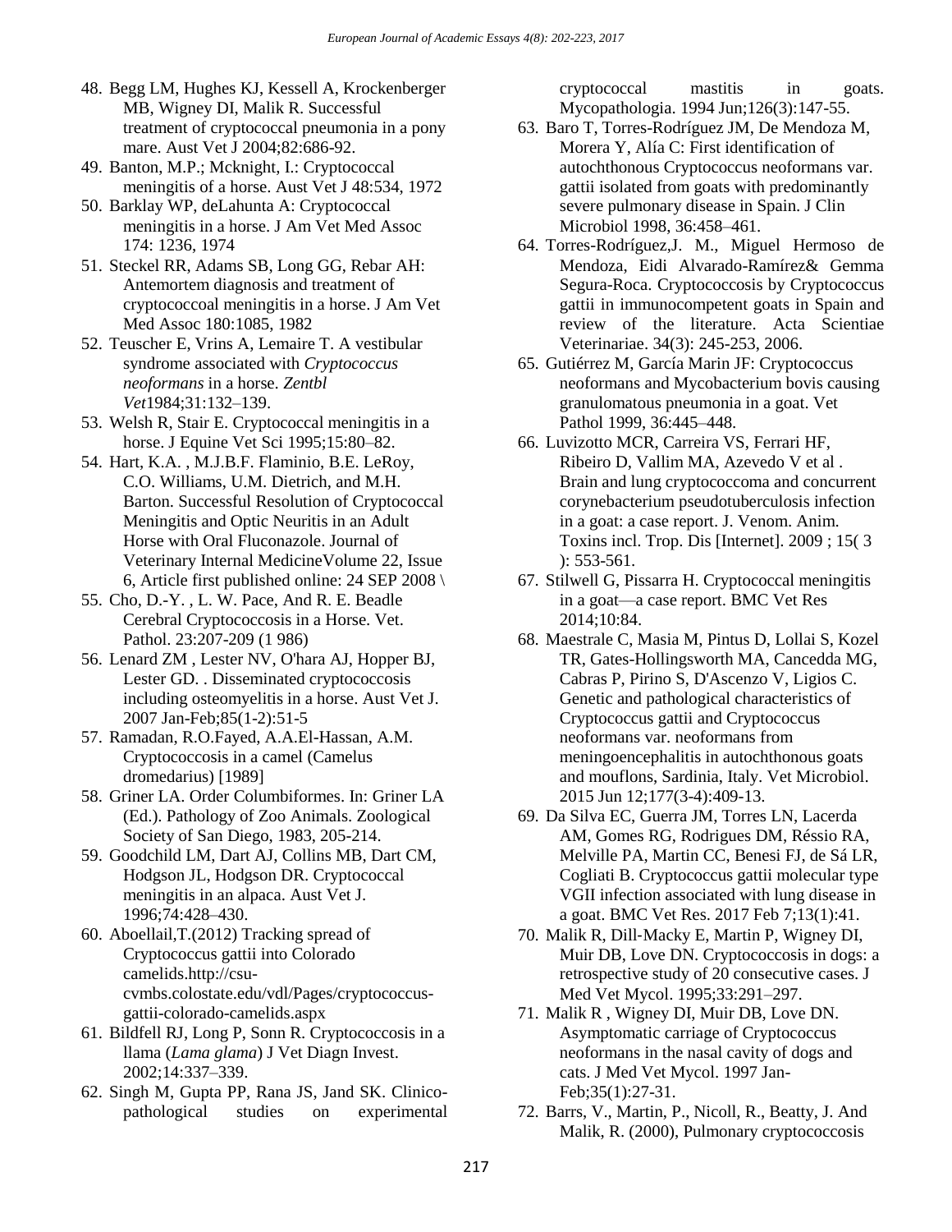48. Begg LM, Hughes KJ, Kessell A, Krockenberger MB, Wigney DI, Malik R. Successful treatment of cryptococcal pneumonia in a pony mare. Aust Vet J 2004;82:686-92.
49. Banton, M.P.; Mcknight, I.: Cryptococcal meningitis of a horse. Aust Vet J 48:534, 1972
50. Barklay WP, deLahunta A: Cryptococcal meningitis in a horse. J Am Vet Med Assoc 174: 1236, 1974
51. Steckel RR, Adams SB, Long GG, Rebar AH: Antemortem diagnosis and treatment of cryptococcoal meningitis in a horse. J Am Vet Med Assoc 180:1085, 1982
52. Teuscher E, Vrins A, Lemaire T. A vestibular syndrome associated with *Cryptococcus neoformans* in a horse. *Zentbl Vet*1984;31:132–139.
53. Welsh R, Stair E. Cryptococcal meningitis in a horse. J Equine Vet Sci 1995;15:80–82.
54. Hart, K.A. , M.J.B.F. Flaminio, B.E. LeRoy, C.O. Williams, U.M. Dietrich, and M.H. Barton. Successful Resolution of Cryptococcal Meningitis and Optic Neuritis in an Adult Horse with Oral Fluconazole. Journal of Veterinary Internal MedicineVolume 22, Issue 6, Article first published online: 24 SEP 2008 \
55. Cho, D.-Y. , L. W. Pace, And R. E. Beadle Cerebral Cryptococcosis in a Horse. Vet. Pathol. 23:207-209 (1 986)
56. Lenard ZM , Lester NV, O'hara AJ, Hopper BJ, Lester GD. . Disseminated cryptococcosis including osteomyelitis in a horse. Aust Vet J. 2007 Jan-Feb;85(1-2):51-5
57. Ramadan, R.O.Fayed, A.A.El-Hassan, A.M. Cryptococcosis in a camel (Camelus dromedarius) [1989]
58. Griner LA. Order Columbiformes. In: Griner LA (Ed.). Pathology of Zoo Animals. Zoological Society of San Diego, 1983, 205-214.
59. Goodchild LM, Dart AJ, Collins MB, Dart CM, Hodgson JL, Hodgson DR. Cryptococcal meningitis in an alpaca. Aust Vet J. 1996;74:428–430.
60. Aboellail,T.(2012) Tracking spread of Cryptococcus gattii into Colorado camelids.http://csu-cvmbs.colostate.edu/vdl/Pages/cryptococcus-gattii-colorado-camelids.aspx
61. Bildfell RJ, Long P, Sonn R. Cryptococcosis in a llama (*Lama glama*) J Vet Diagn Invest. 2002;14:337–339.
62. Singh M, Gupta PP, Rana JS, Jand SK. Clinico-pathological studies on experimental cryptococcal mastitis in goats. Mycopathologia. 1994 Jun;126(3):147-55.
63. Baro T, Torres-Rodríguez JM, De Mendoza M, Morera Y, Alía C: First identification of autochthonous Cryptococcus neoformans var. gattii isolated from goats with predominantly severe pulmonary disease in Spain. J Clin Microbiol 1998, 36:458–461.
64. Torres-Rodríguez,J. M., Miguel Hermoso de Mendoza, Eidi Alvarado-Ramírez& Gemma Segura-Roca. Cryptococcosis by Cryptococcus gattii in immunocompetent goats in Spain and review of the literature. Acta Scientiae Veterinariae. 34(3): 245-253, 2006.
65. Gutiérrez M, García Marin JF: Cryptococcus neoformans and Mycobacterium bovis causing granulomatous pneumonia in a goat. Vet Pathol 1999, 36:445–448.
66. Luvizotto MCR, Carreira VS, Ferrari HF, Ribeiro D, Vallim MA, Azevedo V et al . Brain and lung cryptococcoma and concurrent corynebacterium pseudotuberculosis infection in a goat: a case report. J. Venom. Anim. Toxins incl. Trop. Dis [Internet]. 2009 ; 15( 3 ): 553-561.
67. Stilwell G, Pissarra H. Cryptococcal meningitis in a goat—a case report. BMC Vet Res 2014;10:84.
68. Maestrale C, Masia M, Pintus D, Lollai S, Kozel TR, Gates-Hollingsworth MA, Cancedda MG, Cabras P, Pirino S, D'Ascenzo V, Ligios C. Genetic and pathological characteristics of Cryptococcus gattii and Cryptococcus neoformans var. neoformans from meningoencephalitis in autochthonous goats and mouflons, Sardinia, Italy. Vet Microbiol. 2015 Jun 12;177(3-4):409-13.
69. Da Silva EC, Guerra JM, Torres LN, Lacerda AM, Gomes RG, Rodrigues DM, Réssio RA, Melville PA, Martin CC, Benesi FJ, de Sá LR, Cogliati B. Cryptococcus gattii molecular type VGII infection associated with lung disease in a goat. BMC Vet Res. 2017 Feb 7;13(1):41.
70. Malik R, Dill-Macky E, Martin P, Wigney DI, Muir DB, Love DN. Cryptococcosis in dogs: a retrospective study of 20 consecutive cases. J Med Vet Mycol. 1995;33:291–297.
71. Malik R , Wigney DI, Muir DB, Love DN. Asymptomatic carriage of Cryptococcus neoformans in the nasal cavity of dogs and cats. J Med Vet Mycol. 1997 Jan-Feb;35(1):27-31.
72. Barrs, V., Martin, P., Nicoll, R., Beatty, J. And Malik, R. (2000), Pulmonary cryptococcosis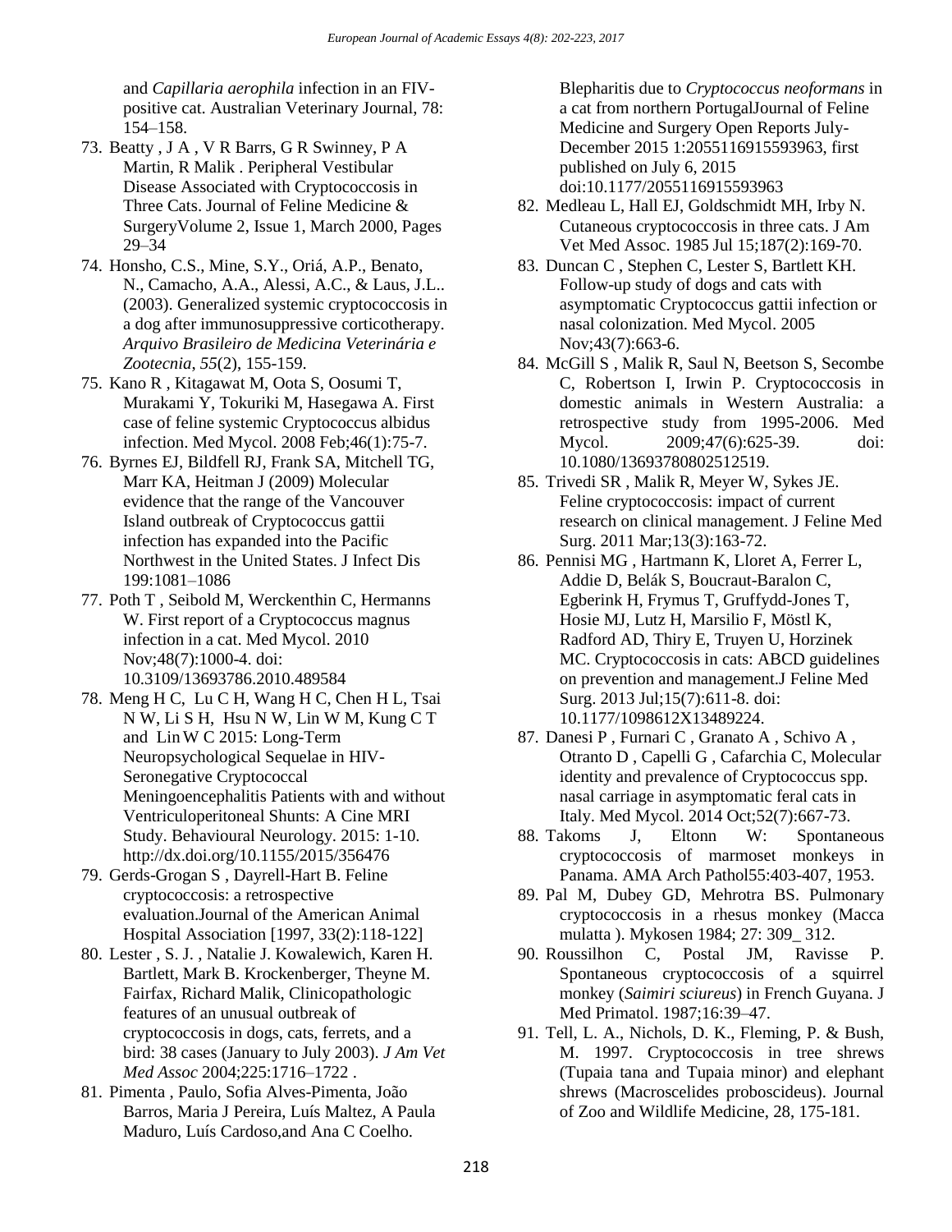and *Capillaria aerophila* infection in an FIV-positive cat. Australian Veterinary Journal, 78: 154–158.

73. Beatty , J A , V R Barrs, G R Swinney, P A Martin, R Malik . Peripheral Vestibular Disease Associated with Cryptococcosis in Three Cats. Journal of Feline Medicine & SurgeryVolume 2, Issue 1, March 2000, Pages 29–34
74. Honsho, C.S., Mine, S.Y., Oriá, A.P., Benato, N., Camacho, A.A., Alessi, A.C., & Laus, J.L.. (2003). Generalized systemic cryptococcosis in a dog after immunosuppressive corticotherapy. *Arquivo Brasileiro de Medicina Veterinária e Zootecnia*, *55*(2), 155-159.
75. Kano R , Kitagawat M, Oota S, Oosumi T, Murakami Y, Tokuriki M, Hasegawa A. First case of feline systemic Cryptococcus albidus infection. Med Mycol. 2008 Feb;46(1):75-7.
76. Byrnes EJ, Bildfell RJ, Frank SA, Mitchell TG, Marr KA, Heitman J (2009) Molecular evidence that the range of the Vancouver Island outbreak of Cryptococcus gattii infection has expanded into the Pacific Northwest in the United States. J Infect Dis 199:1081–1086
77. Poth T , Seibold M, Werckenthin C, Hermanns W. First report of a Cryptococcus magnus infection in a cat. Med Mycol. 2010 Nov;48(7):1000-4. doi: 10.3109/13693786.2010.489584
78. Meng H C, Lu C H, Wang H C, Chen H L, Tsai N W, Li S H, Hsu N W, Lin W M, Kung C T and Lin W C 2015: Long-Term Neuropsychological Sequelae in HIV-Seronegative Cryptococcal Meningoencephalitis Patients with and without Ventriculoperitoneal Shunts: A Cine MRI Study. Behavioural Neurology. 2015: 1-10. http://dx.doi.org/10.1155/2015/356476
79. Gerds-Grogan S , Dayrell-Hart B. Feline cryptococcosis: a retrospective evaluation.Journal of the American Animal Hospital Association [1997, 33(2):118-122]
80. Lester , S. J. , Natalie J. Kowalewich, Karen H. Bartlett, Mark B. Krockenberger, Theyne M. Fairfax, Richard Malik, Clinicopathologic features of an unusual outbreak of cryptococcosis in dogs, cats, ferrets, and a bird: 38 cases (January to July 2003). *J Am Vet Med Assoc* 2004;225:1716–1722 .
81. Pimenta , Paulo, Sofia Alves-Pimenta, João Barros, Maria J Pereira, Luís Maltez, A Paula Maduro, Luís Cardoso,and Ana C Coelho. Blepharitis due to *Cryptococcus neoformans* in a cat from northern PortugalJournal of Feline Medicine and Surgery Open Reports July-December 2015 1:2055116915593963, first published on July 6, 2015 doi:10.1177/2055116915593963
82. Medleau L, Hall EJ, Goldschmidt MH, Irby N. Cutaneous cryptococcosis in three cats. J Am Vet Med Assoc. 1985 Jul 15;187(2):169-70.
83. Duncan C , Stephen C, Lester S, Bartlett KH. Follow-up study of dogs and cats with asymptomatic Cryptococcus gattii infection or nasal colonization. Med Mycol. 2005 Nov;43(7):663-6.
84. McGill S , Malik R, Saul N, Beetson S, Secombe C, Robertson I, Irwin P. Cryptococcosis in domestic animals in Western Australia: a retrospective study from 1995-2006. Med Mycol. 2009;47(6):625-39. doi: 10.1080/13693780802512519.
85. Trivedi SR , Malik R, Meyer W, Sykes JE. Feline cryptococcosis: impact of current research on clinical management. J Feline Med Surg. 2011 Mar;13(3):163-72.
86. Pennisi MG , Hartmann K, Lloret A, Ferrer L, Addie D, Belák S, Boucraut-Baralon C, Egberink H, Frymus T, Gruffydd-Jones T, Hosie MJ, Lutz H, Marsilio F, Möstl K, Radford AD, Thiry E, Truyen U, Horzinek MC. Cryptococcosis in cats: ABCD guidelines on prevention and management.J Feline Med Surg. 2013 Jul;15(7):611-8. doi: 10.1177/1098612X13489224.
87. Danesi P , Furnari C , Granato A , Schivo A , Otranto D , Capelli G , Cafarchia C, Molecular identity and prevalence of Cryptococcus spp. nasal carriage in asymptomatic feral cats in Italy. Med Mycol. 2014 Oct;52(7):667-73.
88. Takoms J, Eltonn W: Spontaneous cryptococcosis of marmoset monkeys in Panama. AMA Arch Pathol55:403-407, 1953.
89. Pal M, Dubey GD, Mehrotra BS. Pulmonary cryptococcosis in a rhesus monkey (Macca mulatta ). Mykosen 1984; 27: 309_ 312.
90. Roussilhon C, Postal JM, Ravisse P. Spontaneous cryptococcosis of a squirrel monkey (*Saimiri sciureus*) in French Guyana. J Med Primatol. 1987;16:39–47.
91. Tell, L. A., Nichols, D. K., Fleming, P. & Bush, M. 1997. Cryptococcosis in tree shrews (Tupaia tana and Tupaia minor) and elephant shrews (Macroscelides proboscideus). Journal of Zoo and Wildlife Medicine, 28, 175-181.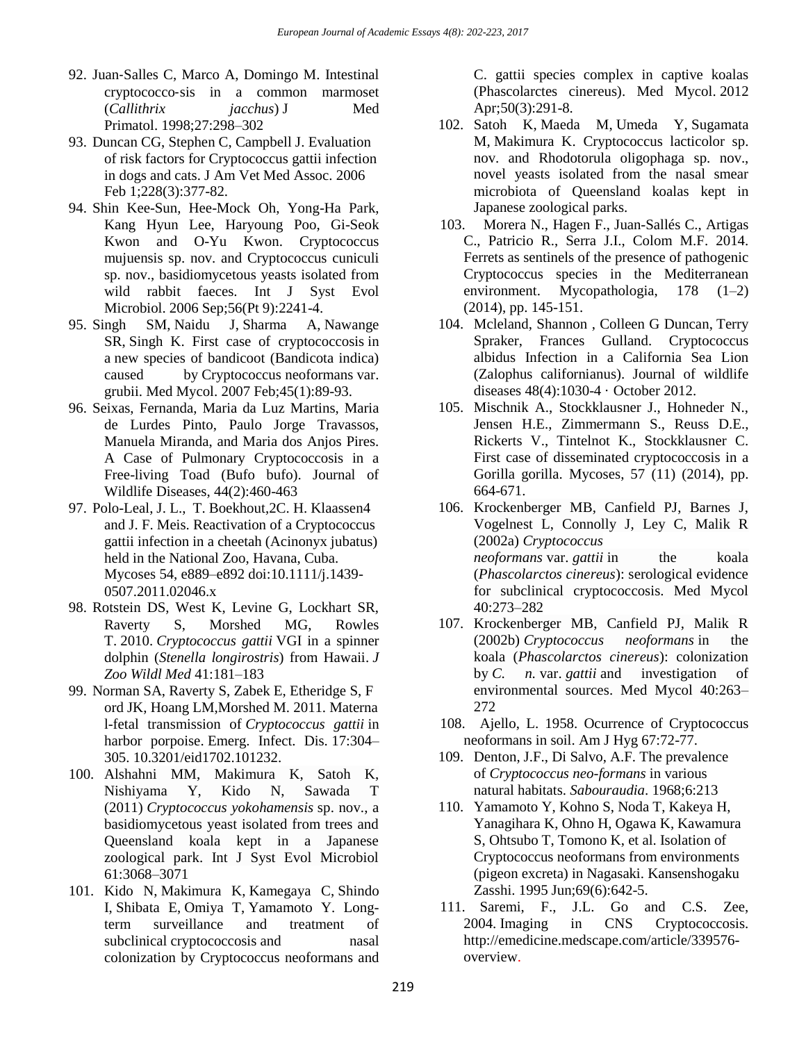92. Juan-Salles C, Marco A, Domingo M. Intestinal cryptococco-sis in a common marmoset (*Callithrix jacchus*) J Med Primatol. 1998;27:298–302
93. Duncan CG, Stephen C, Campbell J. Evaluation of risk factors for Cryptococcus gattii infection in dogs and cats. J Am Vet Med Assoc. 2006 Feb 1;228(3):377-82.
94. Shin Kee-Sun, Hee-Mock Oh, Yong-Ha Park, Kang Hyun Lee, Haryoung Poo, Gi-Seok Kwon and O-Yu Kwon. Cryptococcus mujuensis sp. nov. and Cryptococcus cuniculi sp. nov., basidiomycetous yeasts isolated from wild rabbit faeces. Int J Syst Evol Microbiol. 2006 Sep;56(Pt 9):2241-4.
95. Singh SM, Naidu J, Sharma A, Nawange SR, Singh K. First case of cryptococcosis in a new species of bandicoot (Bandicota indica) caused by Cryptococcus neoformans var. grubii. Med Mycol. 2007 Feb;45(1):89-93.
96. Seixas, Fernanda, Maria da Luz Martins, Maria de Lurdes Pinto, Paulo Jorge Travassos, Manuela Miranda, and Maria dos Anjos Pires. A Case of Pulmonary Cryptococcosis in a Free-living Toad (Bufo bufo). Journal of Wildlife Diseases, 44(2):460-463
97. Polo-Leal, J. L., T. Boekhout,2C. H. Klaassen4 and J. F. Meis. Reactivation of a Cryptococcus gattii infection in a cheetah (Acinonyx jubatus) held in the National Zoo, Havana, Cuba. Mycoses 54, e889–e892 doi:10.1111/j.1439-0507.2011.02046.x
98. Rotstein DS, West K, Levine G, Lockhart SR, Raverty S, Morshed MG, Rowles T. 2010. *Cryptococcus gattii* VGI in a spinner dolphin (*Stenella longirostris*) from Hawaii. *J Zoo Wildl Med* 41:181–183
99. Norman SA, Raverty S, Zabek E, Etheridge S, Ford JK, Hoang LM,Morshed M. 2011. Maternal-fetal transmission of *Cryptococcus gattii* in harbor porpoise. Emerg. Infect. Dis. 17:304–305. 10.3201/eid1702.101232.
100. Alshahni MM, Makimura K, Satoh K, Nishiyama Y, Kido N, Sawada T (2011) *Cryptococcus yokohamensis* sp. nov., a basidiomycetous yeast isolated from trees and Queensland koala kept in a Japanese zoological park. Int J Syst Evol Microbiol 61:3068–3071
101. Kido N, Makimura K, Kamegaya C, Shindo I, Shibata E, Omiya T, Yamamoto Y. Long-term surveillance and treatment of subclinical cryptococcosis and nasal colonization by Cryptococcus neoformans and C. gattii species complex in captive koalas (Phascolarctes cinereus). Med Mycol. 2012 Apr;50(3):291-8.
102. Satoh K, Maeda M, Umeda Y, Sugamata M, Makimura K. Cryptococcus lacticolor sp. nov. and Rhodotorula oligophaga sp. nov., novel yeasts isolated from the nasal smear microbiota of Queensland koalas kept in Japanese zoological parks.
103. Morera N., Hagen F., Juan-Sallés C., Artigas C., Patricio R., Serra J.I., Colom M.F. 2014. Ferrets as sentinels of the presence of pathogenic Cryptococcus species in the Mediterranean environment. Mycopathologia, 178 (1–2) (2014), pp. 145-151.
104. Mcleland, Shannon , Colleen G Duncan, Terry Spraker, Frances Gulland. Cryptococcus albidus Infection in a California Sea Lion (Zalophus californianus). Journal of wildlife diseases 48(4):1030-4 · October 2012.
105. Mischnik A., Stockklausner J., Hohneder N., Jensen H.E., Zimmermann S., Reuss D.E., Rickerts V., Tintelnot K., Stockklausner C. First case of disseminated cryptococcosis in a Gorilla gorilla. Mycoses, 57 (11) (2014), pp. 664-671.
106. Krockenberger MB, Canfield PJ, Barnes J, Vogelnest L, Connolly J, Ley C, Malik R (2002a) *Cryptococcus neoformans* var. *gattii* in the koala (*Phascolarctos cinereus*): serological evidence for subclinical cryptococcosis. Med Mycol 40:273–282
107. Krockenberger MB, Canfield PJ, Malik R (2002b) *Cryptococcus neoformans* in the koala (*Phascolarctos cinereus*): colonization by *C. n.* var. *gattii* and investigation of environmental sources. Med Mycol 40:263–272
108. Ajello, L. 1958. Ocurrence of Cryptococcus neoformans in soil. Am J Hyg 67:72-77.
109. Denton, J.F., Di Salvo, A.F. The prevalence of *Cryptococcus neo-formans* in various natural habitats. *Sabouraudia*. 1968;6:213
110. Yamamoto Y, Kohno S, Noda T, Kakeya H, Yanagihara K, Ohno H, Ogawa K, Kawamura S, Ohtsubo T, Tomono K, et al. Isolation of Cryptococcus neoformans from environments (pigeon excreta) in Nagasaki. Kansenshogaku Zasshi. 1995 Jun;69(6):642-5.
111. Saremi, F., J.L. Go and C.S. Zee, 2004. Imaging in CNS Cryptococcosis. http://emedicine.medscape.com/article/339576-overview.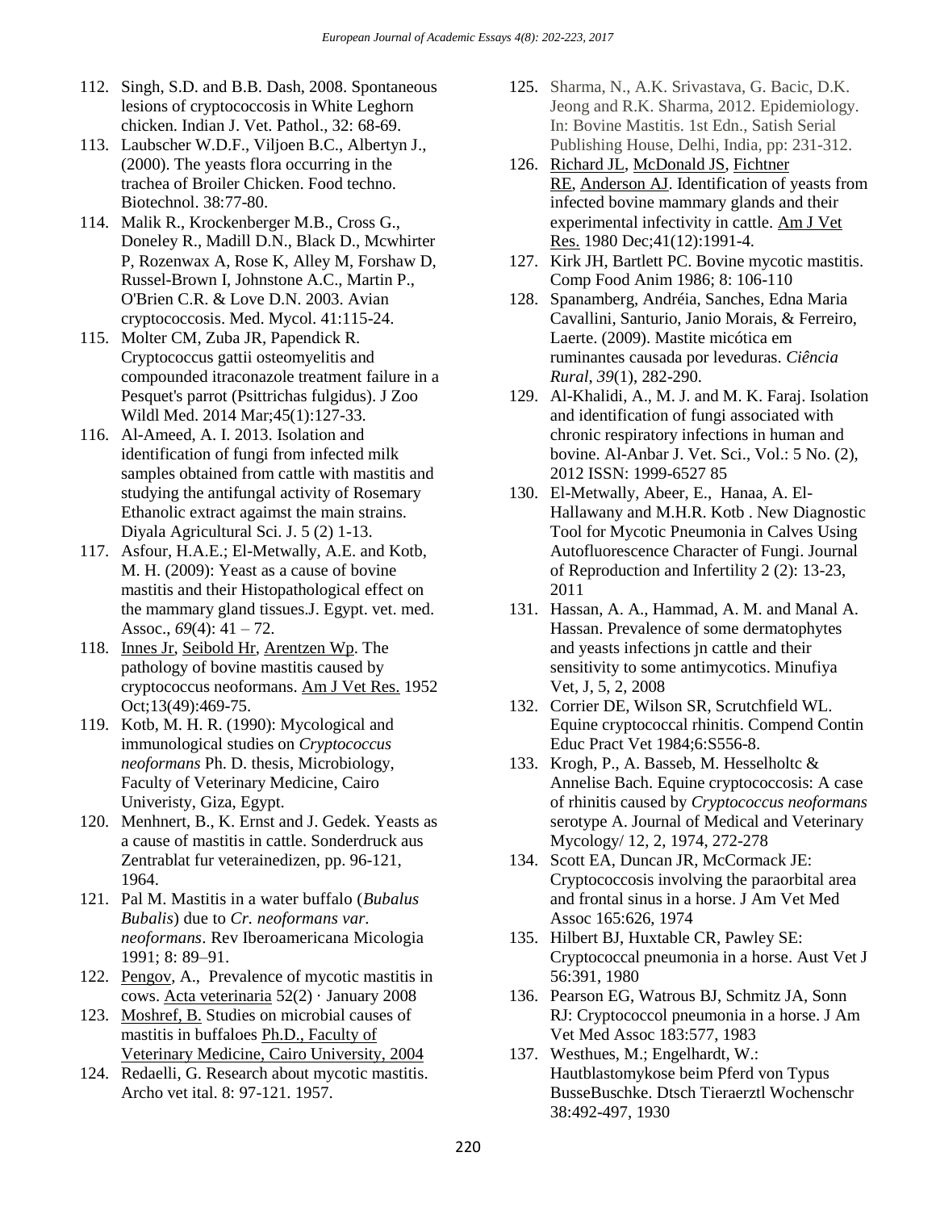112. Singh, S.D. and B.B. Dash, 2008. Spontaneous lesions of cryptococcosis in White Leghorn chicken. Indian J. Vet. Pathol., 32: 68-69.
113. Laubscher W.D.F., Viljoen B.C., Albertyn J., (2000). The yeasts flora occurring in the trachea of Broiler Chicken. Food techno. Biotechnol. 38:77-80.
114. Malik R., Krockenberger M.B., Cross G., Doneley R., Madill D.N., Black D., Mcwhirter P, Rozenwax A, Rose K, Alley M, Forshaw D, Russel-Brown I, Johnstone A.C., Martin P., O'Brien C.R. & Love D.N. 2003. Avian cryptococcosis. Med. Mycol. 41:115-24.
115. Molter CM, Zuba JR, Papendick R. Cryptococcus gattii osteomyelitis and compounded itraconazole treatment failure in a Pesquet's parrot (Psittrichas fulgidus). J Zoo Wildl Med. 2014 Mar;45(1):127-33.
116. Al-Ameed, A. I. 2013. Isolation and identification of fungi from infected milk samples obtained from cattle with mastitis and studying the antifungal activity of Rosemary Ethanolic extract agaimst the main strains. Diyala Agricultural Sci. J. 5 (2) 1-13.
117. Asfour, H.A.E.; El-Metwally, A.E. and Kotb, M. H. (2009): Yeast as a cause of bovine mastitis and their Histopathological effect on the mammary gland tissues.J. Egypt. vet. med. Assoc., *69*(4): 41 – 72.
118. Innes Jr, Seibold Hr, Arentzen Wp. The pathology of bovine mastitis caused by cryptococcus neoformans. Am J Vet Res. 1952 Oct;13(49):469-75.
119. Kotb, M. H. R. (1990): Mycological and immunological studies on *Cryptococcus neoformans* Ph. D. thesis, Microbiology, Faculty of Veterinary Medicine, Cairo Univeristy, Giza, Egypt.
120. Menhnert, B., K. Ernst and J. Gedek. Yeasts as a cause of mastitis in cattle. Sonderdruck aus Zentrablat fur veterainedizen, pp. 96-121, 1964.
121. Pal M. Mastitis in a water buffalo (*Bubalus Bubalis*) due to *Cr. neoformans var. neoformans*. Rev Iberoamericana Micologia 1991; 8: 89–91.
122. Pengov, A., Prevalence of mycotic mastitis in cows. Acta veterinaria 52(2) · January 2008
123. Moshref, B. Studies on microbial causes of mastitis in buffaloes Ph.D., Faculty of Veterinary Medicine, Cairo University, 2004
124. Redaelli, G. Research about mycotic mastitis. Archo vet ital. 8: 97-121. 1957.
125. Sharma, N., A.K. Srivastava, G. Bacic, D.K. Jeong and R.K. Sharma, 2012. Epidemiology. In: Bovine Mastitis. 1st Edn., Satish Serial Publishing House, Delhi, India, pp: 231-312.
126. Richard JL, McDonald JS, Fichtner RE, Anderson AJ. Identification of yeasts from infected bovine mammary glands and their experimental infectivity in cattle. Am J Vet Res. 1980 Dec;41(12):1991-4.
127. Kirk JH, Bartlett PC. Bovine mycotic mastitis. Comp Food Anim 1986; 8: 106-110
128. Spanamberg, Andréia, Sanches, Edna Maria Cavallini, Santurio, Janio Morais, & Ferreiro, Laerte. (2009). Mastite micótica em ruminantes causada por leveduras. *Ciência Rural*, *39*(1), 282-290.
129. Al-Khalidi, A., M. J. and M. K. Faraj. Isolation and identification of fungi associated with chronic respiratory infections in human and bovine. Al-Anbar J. Vet. Sci., Vol.: 5 No. (2), 2012 ISSN: 1999-6527 85
130. El-Metwally, Abeer, E., Hanaa, A. El-Hallawany and M.H.R. Kotb . New Diagnostic Tool for Mycotic Pneumonia in Calves Using Autofluorescence Character of Fungi. Journal of Reproduction and Infertility 2 (2): 13-23, 2011
131. Hassan, A. A., Hammad, A. M. and Manal A. Hassan. Prevalence of some dermatophytes and yeasts infections jn cattle and their sensitivity to some antimycotics. Minufiya Vet, J, 5, 2, 2008
132. Corrier DE, Wilson SR, Scrutchfield WL. Equine cryptococcal rhinitis. Compend Contin Educ Pract Vet 1984;6:S556-8.
133. Krogh, P., A. Basseb, M. Hesselholtc & Annelise Bach. Equine cryptococcosis: A case of rhinitis caused by *Cryptococcus neoformans* serotype A. Journal of Medical and Veterinary Mycology/ 12, 2, 1974, 272-278
134. Scott EA, Duncan JR, McCormack JE: Cryptococcosis involving the paraorbital area and frontal sinus in a horse. J Am Vet Med Assoc 165:626, 1974
135. Hilbert BJ, Huxtable CR, Pawley SE: Cryptococcal pneumonia in a horse. Aust Vet J 56:391, 1980
136. Pearson EG, Watrous BJ, Schmitz JA, Sonn RJ: Cryptococcol pneumonia in a horse. J Am Vet Med Assoc 183:577, 1983
137. Westhues, M.; Engelhardt, W.: Hautblastomykose beim Pferd von Typus BusseBuschke. Dtsch Tieraerztl Wochenschr 38:492-497, 1930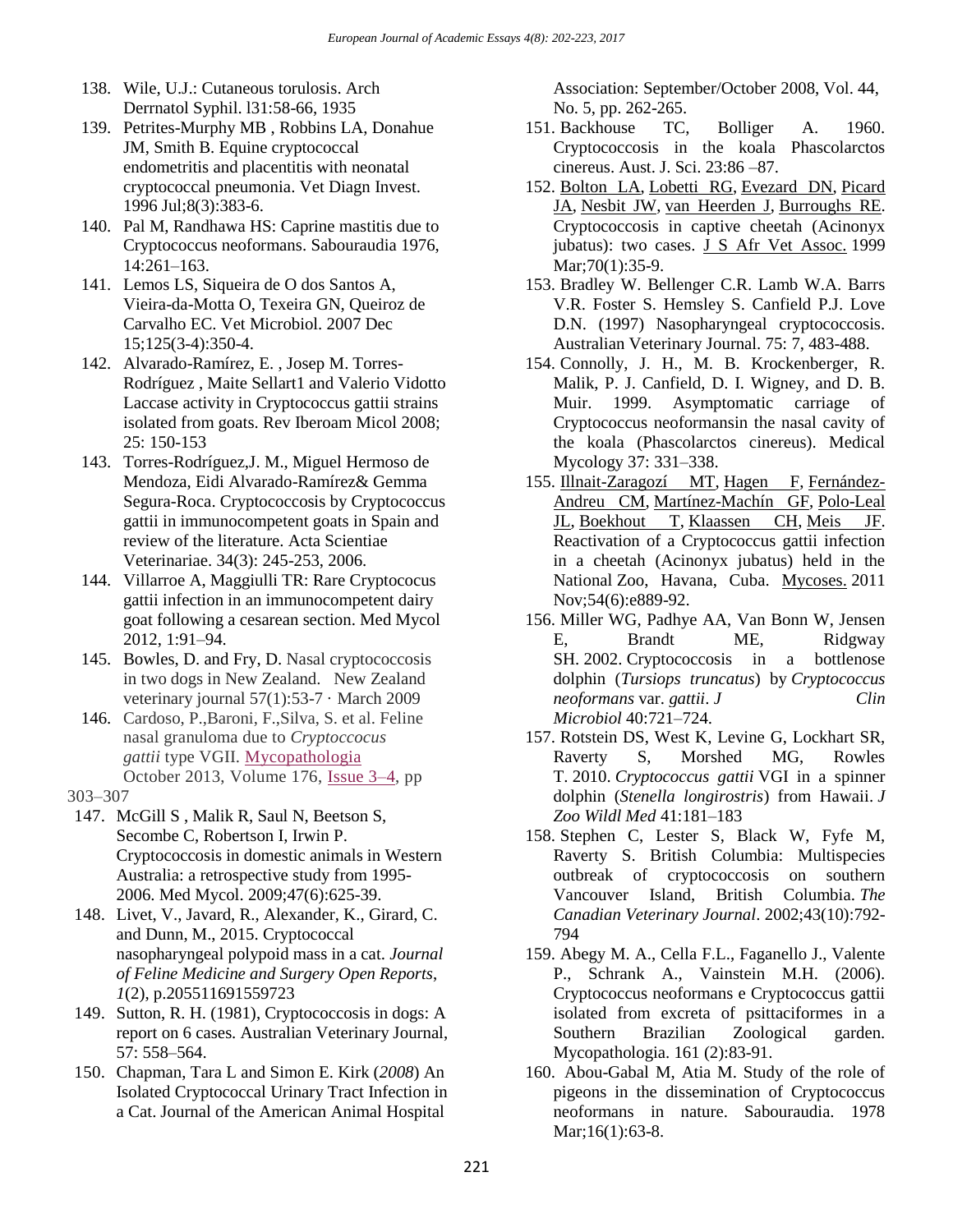138. Wile, U.J.: Cutaneous torulosis. Arch Derrnatol Syphil. l31:58-66, 1935
139. Petrites-Murphy MB , Robbins LA, Donahue JM, Smith B. Equine cryptococcal endometritis and placentitis with neonatal cryptococcal pneumonia. Vet Diagn Invest. 1996 Jul;8(3):383-6.
140. Pal M, Randhawa HS: Caprine mastitis due to Cryptococcus neoformans. Sabouraudia 1976, 14:261–163.
141. Lemos LS, Siqueira de O dos Santos A, Vieira-da-Motta O, Texeira GN, Queiroz de Carvalho EC. Vet Microbiol. 2007 Dec 15;125(3-4):350-4.
142. Alvarado-Ramírez, E. , Josep M. Torres-Rodríguez , Maite Sellart1 and Valerio Vidotto Laccase activity in Cryptococcus gattii strains isolated from goats. Rev Iberoam Micol 2008; 25: 150-153
143. Torres-Rodríguez,J. M., Miguel Hermoso de Mendoza, Eidi Alvarado-Ramírez& Gemma Segura-Roca. Cryptococcosis by Cryptococcus gattii in immunocompetent goats in Spain and review of the literature. Acta Scientiae Veterinariae. 34(3): 245-253, 2006.
144. Villarroe A, Maggiulli TR: Rare Cryptococus gattii infection in an immunocompetent dairy goat following a cesarean section. Med Mycol 2012, 1:91–94.
145. Bowles, D. and Fry, D. Nasal cryptococcosis in two dogs in New Zealand. New Zealand veterinary journal 57(1):53-7 · March 2009
146. Cardoso, P.,Baroni, F.,Silva, S. et al. Feline nasal granuloma due to *Cryptoccocus gattii* type VGII. Mycopathologia October 2013, Volume 176, Issue 3–4, pp 303–307
147. McGill S , Malik R, Saul N, Beetson S, Secombe C, Robertson I, Irwin P. Cryptococcosis in domestic animals in Western Australia: a retrospective study from 1995-2006. Med Mycol. 2009;47(6):625-39.
148. Livet, V., Javard, R., Alexander, K., Girard, C. and Dunn, M., 2015. Cryptococcal nasopharyngeal polypoid mass in a cat. *Journal of Feline Medicine and Surgery Open Reports*, *1*(2), p.205511691559723
149. Sutton, R. H. (1981), Cryptococcosis in dogs: A report on 6 cases. Australian Veterinary Journal, 57: 558–564.
150. Chapman, Tara L and Simon E. Kirk (*2008*) An Isolated Cryptococcal Urinary Tract Infection in a Cat. Journal of the American Animal Hospital Association: September/October 2008, Vol. 44, No. 5, pp. 262-265.
151. Backhouse TC, Bolliger A. 1960. Cryptococcosis in the koala Phascolarctos cinereus. Aust. J. Sci. 23:86 –87.
152. Bolton LA, Lobetti RG, Evezard DN, Picard JA, Nesbit JW, van Heerden J, Burroughs RE. Cryptococcosis in captive cheetah (Acinonyx jubatus): two cases. J S Afr Vet Assoc. 1999 Mar;70(1):35-9.
153. Bradley W. Bellenger C.R. Lamb W.A. Barrs V.R. Foster S. Hemsley S. Canfield P.J. Love D.N. (1997) Nasopharyngeal cryptococcosis. Australian Veterinary Journal. 75: 7, 483-488.
154. Connolly, J. H., M. B. Krockenberger, R. Malik, P. J. Canfield, D. I. Wigney, and D. B. Muir. 1999. Asymptomatic carriage of Cryptococcus neoformansin the nasal cavity of the koala (Phascolarctos cinereus). Medical Mycology 37: 331–338.
155. Illnait-Zaragozí MT, Hagen F, Fernández-Andreu CM, Martínez-Machín GF, Polo-Leal JL, Boekhout T, Klaassen CH, Meis JF. Reactivation of a Cryptococcus gattii infection in a cheetah (Acinonyx jubatus) held in the National Zoo, Havana, Cuba. Mycoses. 2011 Nov;54(6):e889-92.
156. Miller WG, Padhye AA, Van Bonn W, Jensen E, Brandt ME, Ridgway SH. 2002. Cryptococcosis in a bottlenose dolphin (*Tursiops truncatus*) by *Cryptococcus neoformans* var. *gattii*. *J Clin Microbiol* 40:721–724.
157. Rotstein DS, West K, Levine G, Lockhart SR, Raverty S, Morshed MG, Rowles T. 2010. *Cryptococcus gattii* VGI in a spinner dolphin (*Stenella longirostris*) from Hawaii. *J Zoo Wildl Med* 41:181–183
158. Stephen C, Lester S, Black W, Fyfe M, Raverty S. British Columbia: Multispecies outbreak of cryptococcosis on southern Vancouver Island, British Columbia. *The Canadian Veterinary Journal*. 2002;43(10):792-794
159. Abegy M. A., Cella F.L., Faganello J., Valente P., Schrank A., Vainstein M.H. (2006). Cryptococcus neoformans e Cryptococcus gattii isolated from excreta of psittaciformes in a Southern Brazilian Zoological garden. Mycopathologia. 161 (2):83-91.
160. Abou-Gabal M, Atia M. Study of the role of pigeons in the dissemination of Cryptococcus neoformans in nature. Sabouraudia. 1978 Mar;16(1):63-8.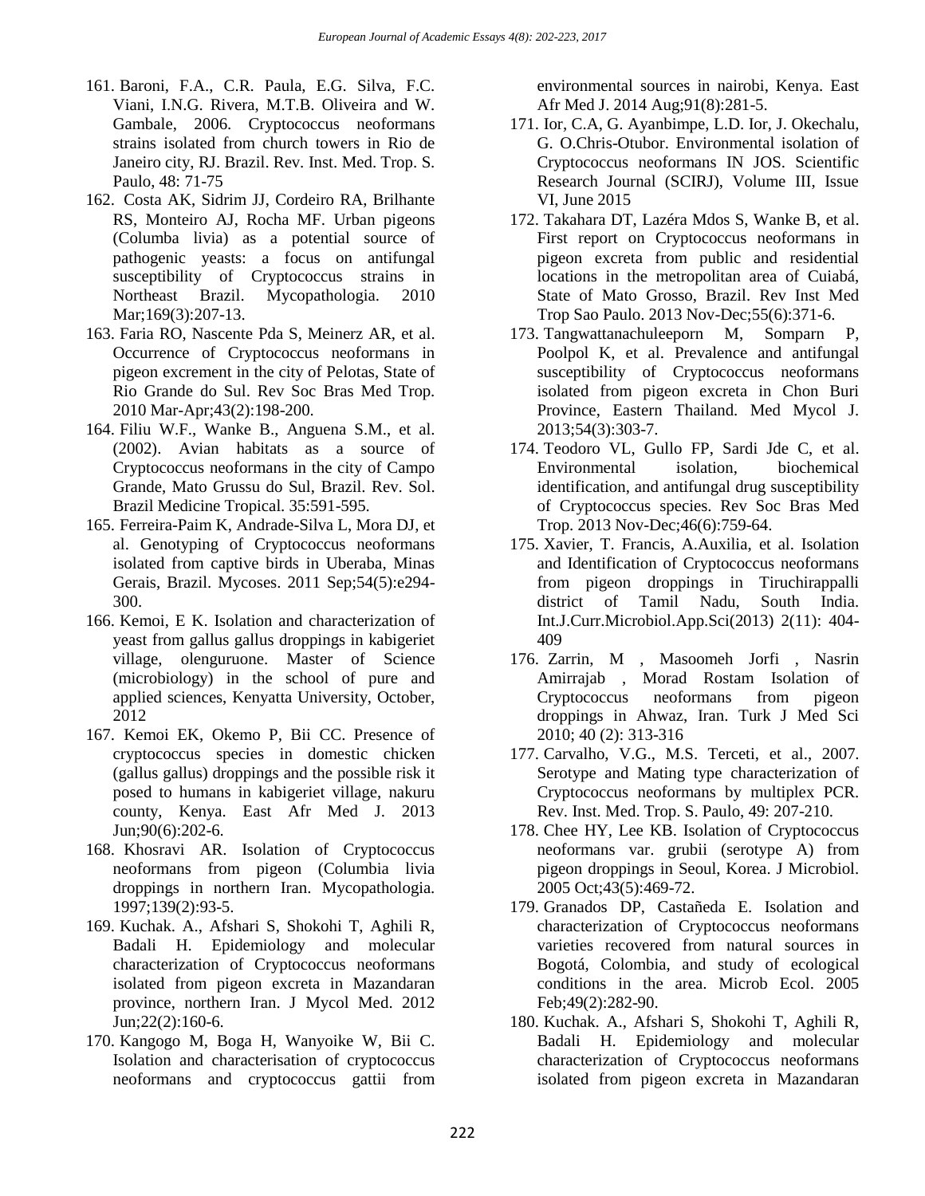161. Baroni, F.A., C.R. Paula, E.G. Silva, F.C. Viani, I.N.G. Rivera, M.T.B. Oliveira and W. Gambale, 2006. Cryptococcus neoformans strains isolated from church towers in Rio de Janeiro city, RJ. Brazil. Rev. Inst. Med. Trop. S. Paulo, 48: 71-75
162. Costa AK, Sidrim JJ, Cordeiro RA, Brilhante RS, Monteiro AJ, Rocha MF. Urban pigeons (Columba livia) as a potential source of pathogenic yeasts: a focus on antifungal susceptibility of Cryptococcus strains in Northeast Brazil. Mycopathologia. 2010 Mar;169(3):207-13.
163. Faria RO, Nascente Pda S, Meinerz AR, et al. Occurrence of Cryptococcus neoformans in pigeon excrement in the city of Pelotas, State of Rio Grande do Sul. Rev Soc Bras Med Trop. 2010 Mar-Apr;43(2):198-200.
164. Filiu W.F., Wanke B., Anguena S.M., et al. (2002). Avian habitats as a source of Cryptococcus neoformans in the city of Campo Grande, Mato Grussu do Sul, Brazil. Rev. Sol. Brazil Medicine Tropical. 35:591-595.
165. Ferreira-Paim K, Andrade-Silva L, Mora DJ, et al. Genotyping of Cryptococcus neoformans isolated from captive birds in Uberaba, Minas Gerais, Brazil. Mycoses. 2011 Sep;54(5):e294-300.
166. Kemoi, E K. Isolation and characterization of yeast from gallus gallus droppings in kabigeriet village, olenguruone. Master of Science (microbiology) in the school of pure and applied sciences, Kenyatta University, October, 2012
167. Kemoi EK, Okemo P, Bii CC. Presence of cryptococcus species in domestic chicken (gallus gallus) droppings and the possible risk it posed to humans in kabigeriet village, nakuru county, Kenya. East Afr Med J. 2013 Jun;90(6):202-6.
168. Khosravi AR. Isolation of Cryptococcus neoformans from pigeon (Columbia livia droppings in northern Iran. Mycopathologia. 1997;139(2):93-5.
169. Kuchak. A., Afshari S, Shokohi T, Aghili R, Badali H. Epidemiology and molecular characterization of Cryptococcus neoformans isolated from pigeon excreta in Mazandaran province, northern Iran. J Mycol Med. 2012 Jun;22(2):160-6.
170. Kangogo M, Boga H, Wanyoike W, Bii C. Isolation and characterisation of cryptococcus neoformans and cryptococcus gattii from environmental sources in nairobi, Kenya. East Afr Med J. 2014 Aug;91(8):281-5.
171. Ior, C.A, G. Ayanbimpe, L.D. Ior, J. Okechalu, G. O.Chris-Otubor. Environmental isolation of Cryptococcus neoformans IN JOS. Scientific Research Journal (SCIRJ), Volume III, Issue VI, June 2015
172. Takahara DT, Lazéra Mdos S, Wanke B, et al. First report on Cryptococcus neoformans in pigeon excreta from public and residential locations in the metropolitan area of Cuiabá, State of Mato Grosso, Brazil. Rev Inst Med Trop Sao Paulo. 2013 Nov-Dec;55(6):371-6.
173. Tangwattanachuleeporn M, Somparn P, Poolpol K, et al. Prevalence and antifungal susceptibility of Cryptococcus neoformans isolated from pigeon excreta in Chon Buri Province, Eastern Thailand. Med Mycol J. 2013;54(3):303-7.
174. Teodoro VL, Gullo FP, Sardi Jde C, et al. Environmental isolation, biochemical identification, and antifungal drug susceptibility of Cryptococcus species. Rev Soc Bras Med Trop. 2013 Nov-Dec;46(6):759-64.
175. Xavier, T. Francis, A.Auxilia, et al. Isolation and Identification of Cryptococcus neoformans from pigeon droppings in Tiruchirappalli district of Tamil Nadu, South India. Int.J.Curr.Microbiol.App.Sci(2013) 2(11): 404-409
176. Zarrin, M , Masoomeh Jorfi , Nasrin Amirrajab , Morad Rostam Isolation of Cryptococcus neoformans from pigeon droppings in Ahwaz, Iran. Turk J Med Sci 2010; 40 (2): 313-316
177. Carvalho, V.G., M.S. Terceti, et al., 2007. Serotype and Mating type characterization of Cryptococcus neoformans by multiplex PCR. Rev. Inst. Med. Trop. S. Paulo, 49: 207-210.
178. Chee HY, Lee KB. Isolation of Cryptococcus neoformans var. grubii (serotype A) from pigeon droppings in Seoul, Korea. J Microbiol. 2005 Oct;43(5):469-72.
179. Granados DP, Castañeda E. Isolation and characterization of Cryptococcus neoformans varieties recovered from natural sources in Bogotá, Colombia, and study of ecological conditions in the area. Microb Ecol. 2005 Feb;49(2):282-90.
180. Kuchak. A., Afshari S, Shokohi T, Aghili R, Badali H. Epidemiology and molecular characterization of Cryptococcus neoformans isolated from pigeon excreta in Mazandaran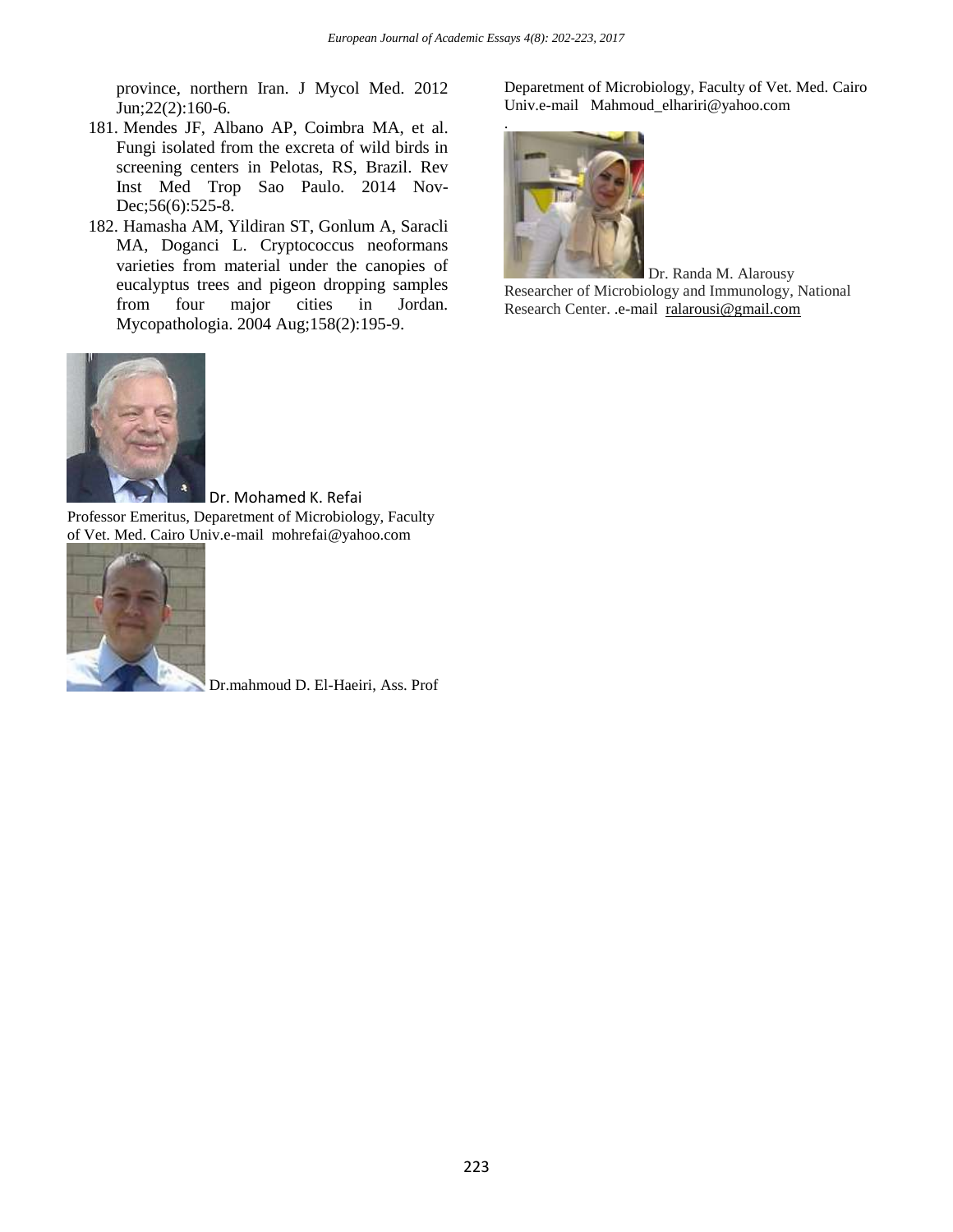province, northern Iran. J Mycol Med. 2012 Jun;22(2):160-6.

181. Mendes JF, Albano AP, Coimbra MA, et al. Fungi isolated from the excreta of wild birds in screening centers in Pelotas, RS, Brazil. Rev Inst Med Trop Sao Paulo. 2014 Nov-Dec;56(6):525-8.
182. Hamasha AM, Yildiran ST, Gonlum A, Saracli MA, Doganci L. Cryptococcus neoformans varieties from material under the canopies of eucalyptus trees and pigeon dropping samples from four major cities in Jordan. Mycopathologia. 2004 Aug;158(2):195-9.

Dr. Mohamed K. Refai

Professor Emeritus, Deparetment of Microbiology, Faculty of Vet. Med. Cairo Univ.e-mail mohrefai@yahoo.com

Dr.mahmoud D. El-Haeiri, Ass. Prof

Deparetment of Microbiology, Faculty of Vet. Med. Cairo Univ.e-mail Mahmoud_elhariri@yahoo.com

.

Dr. Randa M. Alarousy

Researcher of Microbiology and Immunology, National Research Center. .e-mail ralarousi@gmail.com